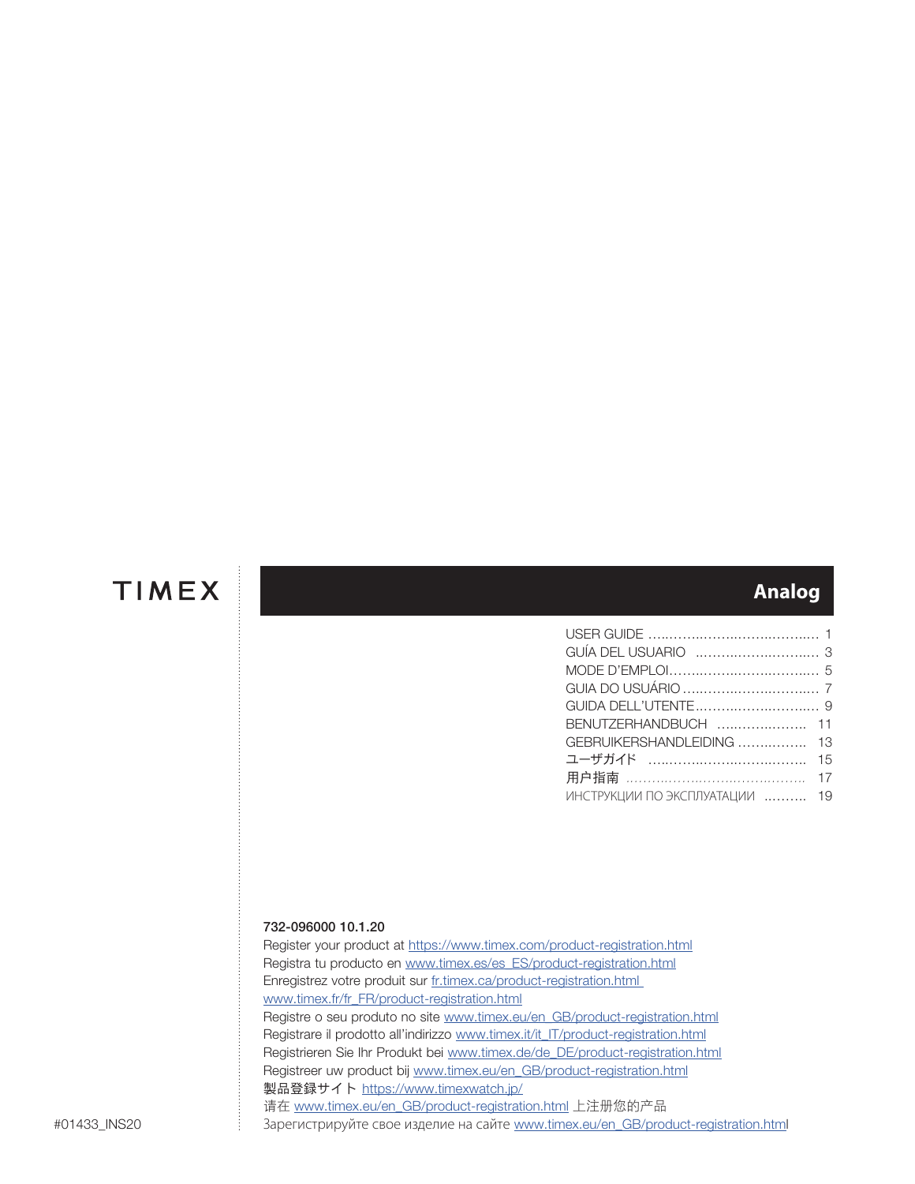TIMEX

# Analog

| | |
|---|---|
| USER GUIDE | 1 |
| GUÍA DEL USUARIO | 3 |
| MODE D'EMPLOI | 5 |
| GUIA DO USUÁRIO | 7 |
| GUIDA DELL'UTENTE | 9 |
| BENUTZERHANDBUCH | 11 |
| GEBRUIKERSHANDLEIDING | 13 |
| ユーザガイド | 15 |
| 用户指南 | 17 |
| ИНСТРУКЦИИ ПО ЭКСПЛУАТАЦИИ | 19 |

**732-096000 10.1.20**

Register your product at https://www.timex.com/product-registration.html
Registra tu producto en www.timex.es/es_ES/product-registration.html
Enregistrez votre produit sur fr.timex.ca/product-registration.html
www.timex.fr/fr_FR/product-registration.html
Registre o seu produto no site www.timex.eu/en_GB/product-registration.html
Registrare il prodotto all'indirizzo www.timex.it/it_IT/product-registration.html
Registrieren Sie Ihr Produkt bei www.timex.de/de_DE/product-registration.html
Registreer uw product bij www.timex.eu/en_GB/product-registration.html
製品登録サイト https://www.timexwatch.jp/
请在 www.timex.eu/en_GB/product-registration.html 上注册您的产品
Зарегистрируйте свое изделие на сайте www.timex.eu/en_GB/product-registration.html

#01433_INS20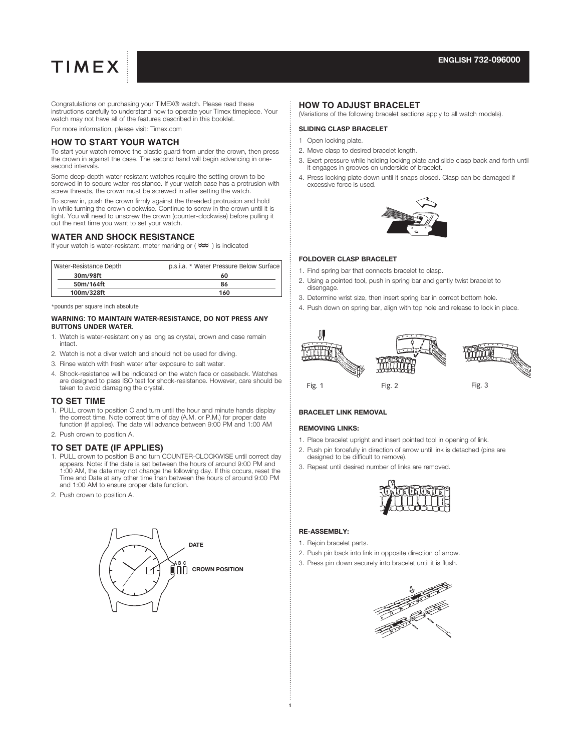# TIMEX

**ENGLISH 732-096000**

Congratulations on purchasing your TIMEX® watch. Please read these instructions carefully to understand how to operate your Timex timepiece. Your watch may not have all of the features described in this booklet.

For more information, please visit: Timex.com

## HOW TO START YOUR WATCH

To start your watch remove the plastic guard from under the crown, then press the crown in against the case. The second hand will begin advancing in one-second intervals.

Some deep-depth water-resistant watches require the setting crown to be screwed in to secure water-resistance. If your watch case has a protrusion with screw threads, the crown must be screwed in after setting the watch.

To screw in, push the crown firmly against the threaded protrusion and hold in while turning the crown clockwise. Continue to screw in the crown until it is tight. You will need to unscrew the crown (counter-clockwise) before pulling it out the next time you want to set your watch.

## WATER AND SHOCK RESISTANCE

If your watch is water-resistant, meter marking or ( ≈ ) is indicated

| Water-Resistance Depth | p.s.i.a. * Water Pressure Below Surface |
|---|---|
| 30m/98ft | 60 |
| 50m/164ft | 86 |
| 100m/328ft | 160 |

*pounds per square inch absolute

**WARNING: TO MAINTAIN WATER-RESISTANCE, DO NOT PRESS ANY BUTTONS UNDER WATER.**

1. Watch is water-resistant only as long as crystal, crown and case remain intact.
2. Watch is not a diver watch and should not be used for diving.
3. Rinse watch with fresh water after exposure to salt water.
4. Shock-resistance will be indicated on the watch face or caseback. Watches are designed to pass ISO test for shock-resistance. However, care should be taken to avoid damaging the crystal.

## TO SET TIME

1. PULL crown to position C and turn until the hour and minute hands display the correct time. Note correct time of day (A.M. or P.M.) for proper date function (if applies). The date will advance between 9:00 PM and 1:00 AM
2. Push crown to position A.

## TO SET DATE (IF APPLIES)

1. PULL crown to position B and turn COUNTER-CLOCKWISE until correct day appears. Note: if the date is set between the hours of around 9:00 PM and 1:00 AM, the date may not change the following day. If this occurs, reset the Time and Date at any other time than between the hours of around 9:00 PM and 1:00 AM to ensure proper date function.
2. Push crown to position A.

DATE

A B C

CROWN POSITION

## HOW TO ADJUST BRACELET

(Variations of the following bracelet sections apply to all watch models).

### SLIDING CLASP BRACELET

1. Open locking plate.
2. Move clasp to desired bracelet length.
3. Exert pressure while holding locking plate and slide clasp back and forth until it engages in grooves on underside of bracelet.
4. Press locking plate down until it snaps closed. Clasp can be damaged if excessive force is used.

### FOLDOVER CLASP BRACELET

1. Find spring bar that connects bracelet to clasp.
2. Using a pointed tool, push in spring bar and gently twist bracelet to disengage.
3. Determine wrist size, then insert spring bar in correct bottom hole.
4. Push down on spring bar, align with top hole and release to lock in place.

Fig. 1 Fig. 2 Fig. 3

### BRACELET LINK REMOVAL

### REMOVING LINKS:

1. Place bracelet upright and insert pointed tool in opening of link.
2. Push pin forcefully in direction of arrow until link is detached (pins are designed to be difficult to remove).
3. Repeat until desired number of links are removed.

### RE-ASSEMBLY:

1. Rejoin bracelet parts.
2. Push pin back into link in opposite direction of arrow.
3. Press pin down securely into bracelet until it is flush.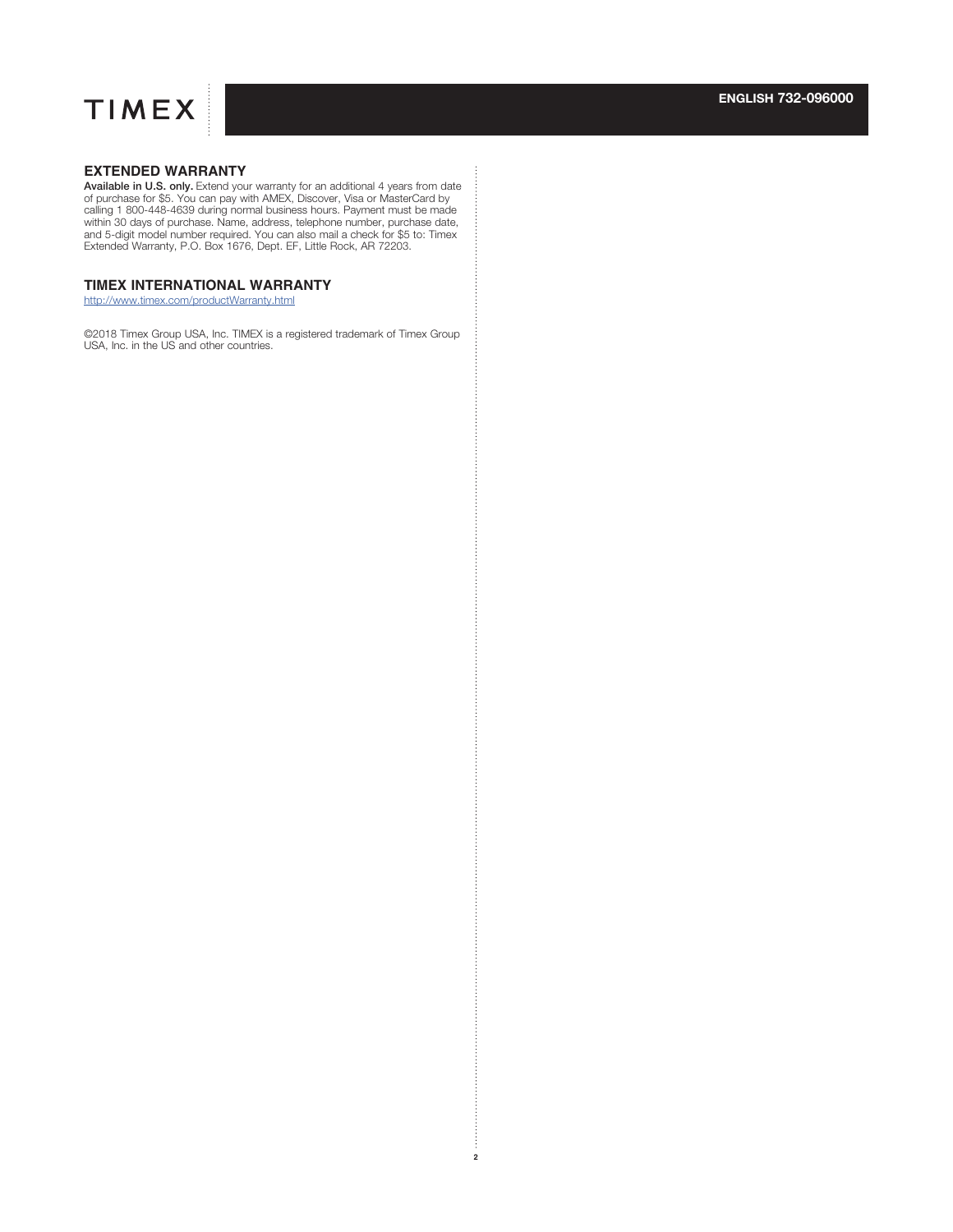## EXTENDED WARRANTY

**Available in U.S. only.** Extend your warranty for an additional 4 years from date of purchase for $5. You can pay with AMEX, Discover, Visa or MasterCard by calling 1 800-448-4639 during normal business hours. Payment must be made within 30 days of purchase. Name, address, telephone number, purchase date, and 5-digit model number required. You can also mail a check for $5 to: Timex Extended Warranty, P.O. Box 1676, Dept. EF, Little Rock, AR 72203.

## TIMEX INTERNATIONAL WARRANTY

[http://www.timex.com/productWarranty.html](http://www.timex.com/productWarranty.html)

©2018 Timex Group USA, Inc. TIMEX is a registered trademark of Timex Group USA, Inc. in the US and other countries.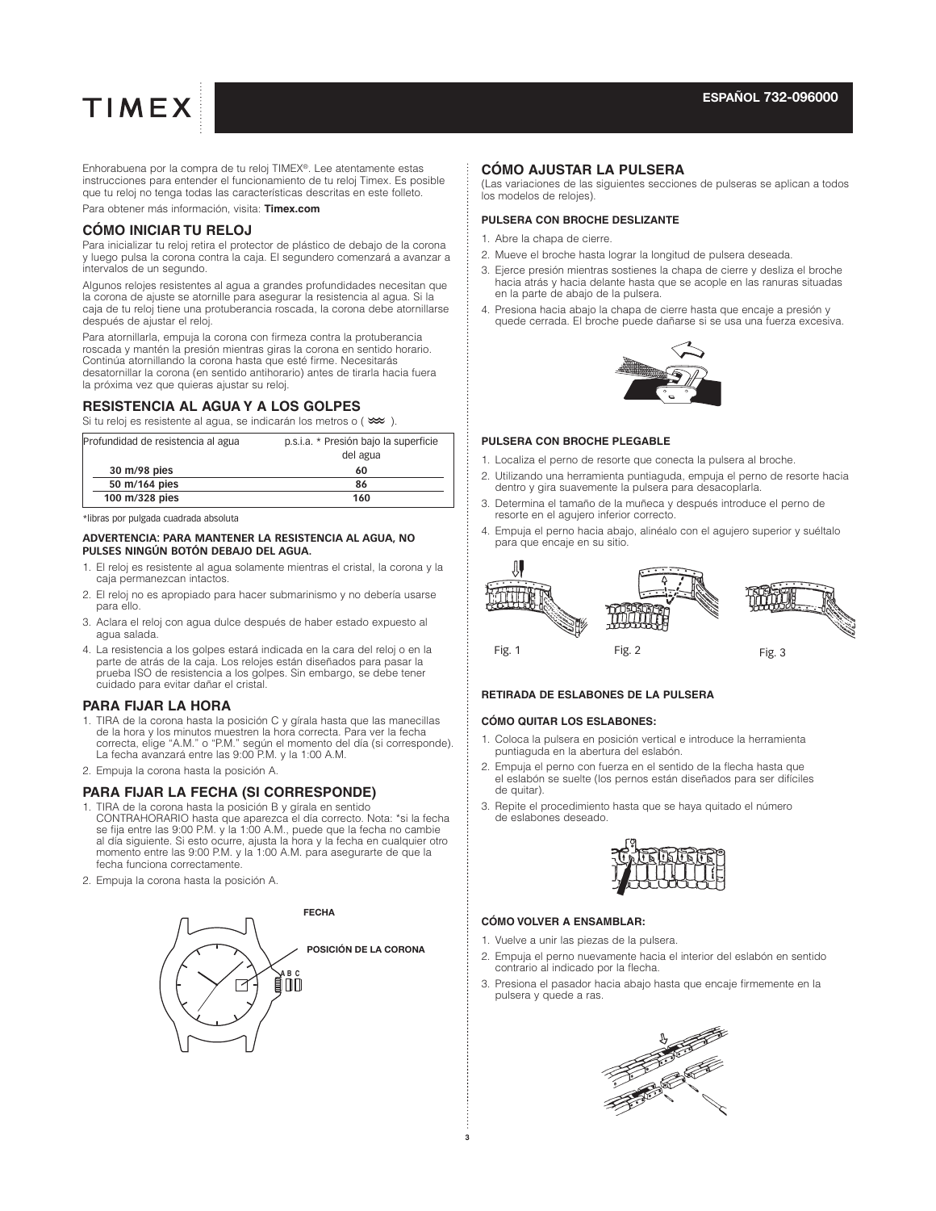**ESPAÑOL 732-096000**

Enhorabuena por la compra de tu reloj TIMEX®. Lee atentamente estas instrucciones para entender el funcionamiento de tu reloj Timex. Es posible que tu reloj no tenga todas las características descritas en este folleto.

Para obtener más información, visita: **Timex.com**

## CÓMO INICIAR TU RELOJ

Para inicializar tu reloj retira el protector de plástico de debajo de la corona y luego pulsa la corona contra la caja. El segundero comenzará a avanzar a intervalos de un segundo.

Algunos relojes resistentes al agua a grandes profundidades necesitan que la corona de ajuste se atornille para asegurar la resistencia al agua. Si la caja de tu reloj tiene una protuberancia roscada, la corona debe atornillarse después de ajustar el reloj.

Para atornillarla, empuja la corona con firmeza contra la protuberancia roscada y mantén la presión mientras giras la corona en sentido horario. Continúa atornillando la corona hasta que esté firme. Necesitarás desatornillar la corona (en sentido antihorario) antes de tirarla hacia fuera la próxima vez que quieras ajustar su reloj.

## RESISTENCIA AL AGUA Y A LOS GOLPES

Si tu reloj es resistente al agua, se indicarán los metros o ( ≋ ).

| Profundidad de resistencia al agua | p.s.i.a. * Presión bajo la superficie del agua |
|---|---|
| 30 m/98 pies | 60 |
| 50 m/164 pies | 86 |
| 100 m/328 pies | 160 |

*libras por pulgada cuadrada absoluta

**ADVERTENCIA: PARA MANTENER LA RESISTENCIA AL AGUA, NO PULSES NINGÚN BOTÓN DEBAJO DEL AGUA.**

1. El reloj es resistente al agua solamente mientras el cristal, la corona y la caja permanezcan intactos.
2. El reloj no es apropiado para hacer submarinismo y no debería usarse para ello.
3. Aclara el reloj con agua dulce después de haber estado expuesto al agua salada.
4. La resistencia a los golpes estará indicada en la cara del reloj o en la parte de atrás de la caja. Los relojes están diseñados para pasar la prueba ISO de resistencia a los golpes. Sin embargo, se debe tener cuidado para evitar dañar el cristal.

## PARA FIJAR LA HORA

1. TIRA de la corona hasta la posición C y gírala hasta que las manecillas de la hora y los minutos muestren la hora correcta. Para ver la fecha correcta, elige "A.M." o "P.M." según el momento del día (si corresponde). La fecha avanzará entre las 9:00 P.M. y la 1:00 A.M.
2. Empuja la corona hasta la posición A.

## PARA FIJAR LA FECHA (SI CORRESPONDE)

1. TIRA de la corona hasta la posición B y gírala en sentido CONTRAHORARIO hasta que aparezca el día correcto. Nota: *si la fecha se fija entre las 9:00 P.M. y la 1:00 A.M., puede que la fecha no cambie al día siguiente. Si esto ocurre, ajusta la hora y la fecha en cualquier otro momento entre las 9:00 P.M. y la 1:00 A.M. para asegurarte de que la fecha funciona correctamente.
2. Empuja la corona hasta la posición A.

FECHA

POSICIÓN DE LA CORONA

A B C

## CÓMO AJUSTAR LA PULSERA

(Las variaciones de las siguientes secciones de pulseras se aplican a todos los modelos de relojes).

### PULSERA CON BROCHE DESLIZANTE

1. Abre la chapa de cierre.
2. Mueve el broche hasta lograr la longitud de pulsera deseada.
3. Ejerce presión mientras sostienes la chapa de cierre y desliza el broche hacia atrás y hacia delante hasta que se acople en las ranuras situadas en la parte de abajo de la pulsera.
4. Presiona hacia abajo la chapa de cierre hasta que encaje a presión y quede cerrada. El broche puede dañarse si se usa una fuerza excesiva.

### PULSERA CON BROCHE PLEGABLE

1. Localiza el perno de resorte que conecta la pulsera al broche.
2. Utilizando una herramienta puntiaguda, empuja el perno de resorte hacia dentro y gira suavemente la pulsera para desacoplarla.
3. Determina el tamaño de la muñeca y después introduce el perno de resorte en el agujero inferior correcto.
4. Empuja el perno hacia abajo, alinéalo con el agujero superior y suéltalo para que encaje en su sitio.

Fig. 1 Fig. 2 Fig. 3

### RETIRADA DE ESLABONES DE LA PULSERA

### CÓMO QUITAR LOS ESLABONES:

1. Coloca la pulsera en posición vertical e introduce la herramienta puntiaguda en la abertura del eslabón.
2. Empuja el perno con fuerza en el sentido de la flecha hasta que el eslabón se suelte (los pernos están diseñados para ser difíciles de quitar).
3. Repite el procedimiento hasta que se haya quitado el número de eslabones deseado.

### CÓMO VOLVER A ENSAMBLAR:

1. Vuelve a unir las piezas de la pulsera.
2. Empuja el perno nuevamente hacia el interior del eslabón en sentido contrario al indicado por la flecha.
3. Presiona el pasador hacia abajo hasta que encaje firmemente en la pulsera y quede a ras.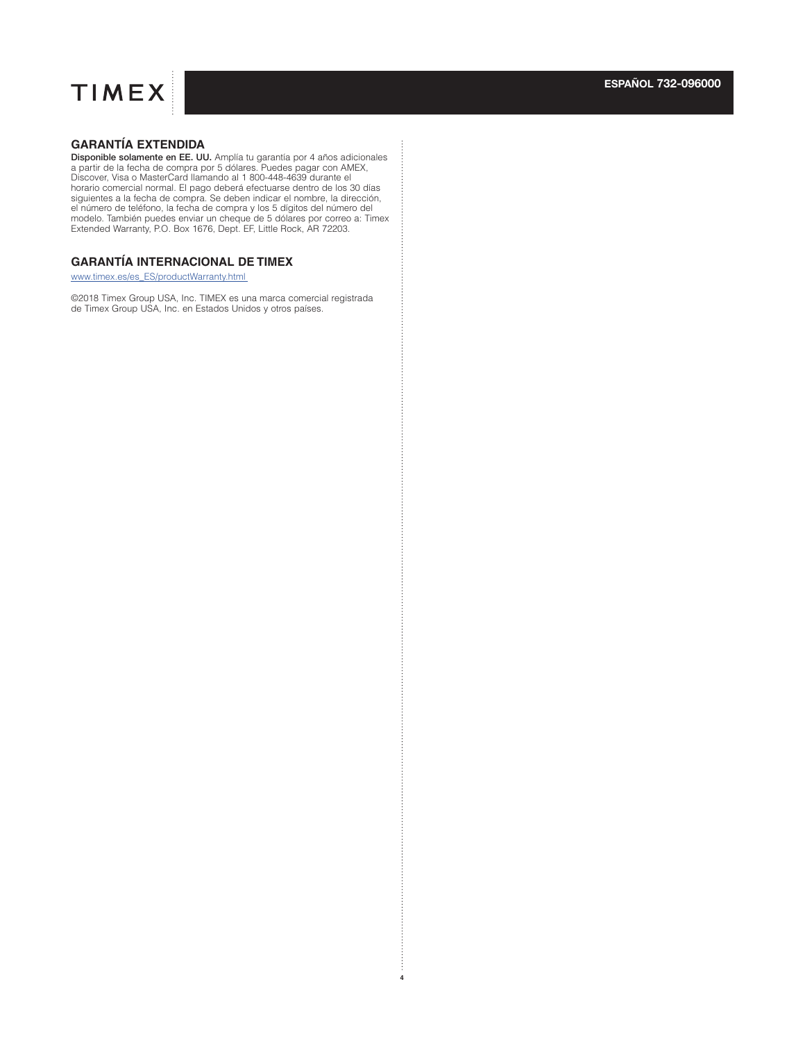## GARANTÍA EXTENDIDA

**Disponible solamente en EE. UU.** Amplía tu garantía por 4 años adicionales a partir de la fecha de compra por 5 dólares. Puedes pagar con AMEX, Discover, Visa o MasterCard llamando al 1 800-448-4639 durante el horario comercial normal. El pago deberá efectuarse dentro de los 30 días siguientes a la fecha de compra. Se deben indicar el nombre, la dirección, el número de teléfono, la fecha de compra y los 5 dígitos del número del modelo. También puedes enviar un cheque de 5 dólares por correo a: Timex Extended Warranty, P.O. Box 1676, Dept. EF, Little Rock, AR 72203.

## GARANTÍA INTERNACIONAL DE TIMEX

www.timex.es/es_ES/productWarranty.html

©2018 Timex Group USA, Inc. TIMEX es una marca comercial registrada de Timex Group USA, Inc. en Estados Unidos y otros países.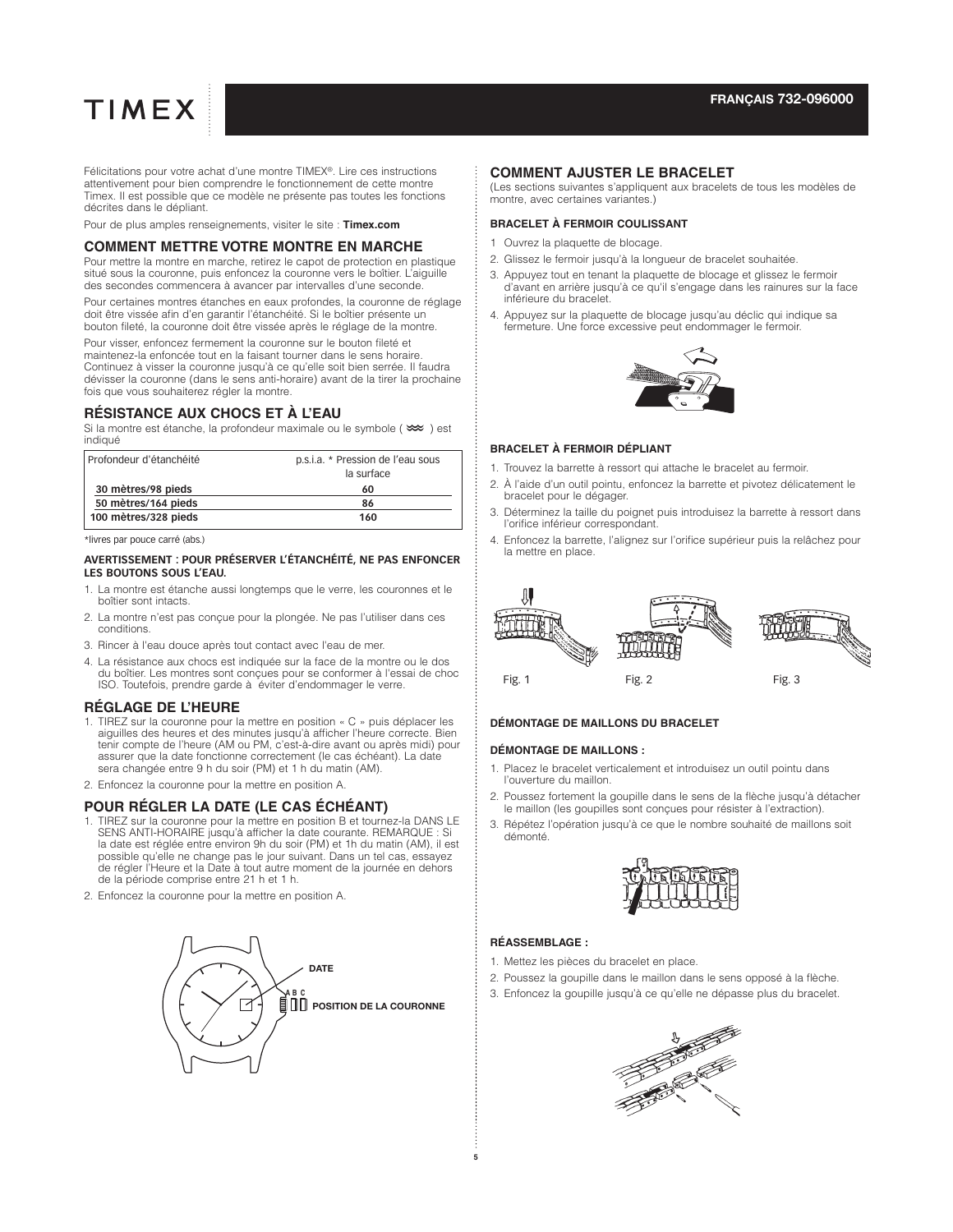# TIMEX

**FRANÇAIS 732-096000**

Félicitations pour votre achat d'une montre TIMEX®. Lire ces instructions attentivement pour bien comprendre le fonctionnement de cette montre Timex. Il est possible que ce modèle ne présente pas toutes les fonctions décrites dans le dépliant.

Pour de plus amples renseignements, visiter le site : **Timex.com**

## COMMENT METTRE VOTRE MONTRE EN MARCHE

Pour mettre la montre en marche, retirez le capot de protection en plastique situé sous la couronne, puis enfoncez la couronne vers le boîtier. L'aiguille des secondes commencera à avancer par intervalles d'une seconde.

Pour certaines montres étanches en eaux profondes, la couronne de réglage doit être vissée afin d'en garantir l'étanchéité. Si le boîtier présente un bouton fileté, la couronne doit être vissée après le réglage de la montre.

Pour visser, enfoncez fermement la couronne sur le bouton fileté et maintenez-la enfoncée tout en la faisant tourner dans le sens horaire. Continuez à visser la couronne jusqu'à ce qu'elle soit bien serrée. Il faudra dévisser la couronne (dans le sens anti-horaire) avant de la tirer la prochaine fois que vous souhaiterez régler la montre.

## RÉSISTANCE AUX CHOCS ET À L'EAU

Si la montre est étanche, la profondeur maximale ou le symbole ( ≈ ) est indiqué

| Profondeur d'étanchéité | p.s.i.a. * Pression de l'eau sous la surface |
|---|---|
| **30 mètres/98 pieds** | **60** |
| **50 mètres/164 pieds** | **86** |
| **100 mètres/328 pieds** | **160** |

*livres par pouce carré (abs.)

**AVERTISSEMENT : POUR PRÉSERVER L'ÉTANCHÉITÉ, NE PAS ENFONCER LES BOUTONS SOUS L'EAU.**

1. La montre est étanche aussi longtemps que le verre, les couronnes et le boîtier sont intacts.
2. La montre n'est pas conçue pour la plongée. Ne pas l'utiliser dans ces conditions.
3. Rincer à l'eau douce après tout contact avec l'eau de mer.
4. La résistance aux chocs est indiquée sur la face de la montre ou le dos du boîtier. Les montres sont conçues pour se conformer à l'essai de choc ISO. Toutefois, prendre garde à éviter d'endommager le verre.

## RÉGLAGE DE L'HEURE

1. TIREZ sur la couronne pour la mettre en position « C » puis déplacer les aiguilles des heures et des minutes jusqu'à afficher l'heure correcte. Bien tenir compte de l'heure (AM ou PM, c'est-à-dire avant ou après midi) pour assurer que la date fonctionne correctement (le cas échéant). La date sera changée entre 9 h du soir (PM) et 1 h du matin (AM).
2. Enfoncez la couronne pour la mettre en position A.

## POUR RÉGLER LA DATE (LE CAS ÉCHÉANT)

1. TIREZ sur la couronne pour la mettre en position B et tournez-la DANS LE SENS ANTI-HORAIRE jusqu'à afficher la date courante. REMARQUE : Si la date est réglée entre environ 9h du soir (PM) et 1h du matin (AM), il est possible qu'elle ne change pas le jour suivant. Dans un tel cas, essayez de régler l'Heure et la Date à tout autre moment de la journée en dehors de la période comprise entre 21 h et 1 h.
2. Enfoncez la couronne pour la mettre en position A.

DATE

A B C

POSITION DE LA COURONNE

## COMMENT AJUSTER LE BRACELET

(Les sections suivantes s'appliquent aux bracelets de tous les modèles de montre, avec certaines variantes.)

### BRACELET À FERMOIR COULISSANT

1. Ouvrez la plaquette de blocage.
2. Glissez le fermoir jusqu'à la longueur de bracelet souhaitée.
3. Appuyez tout en tenant la plaquette de blocage et glissez le fermoir d'avant en arrière jusqu'à ce qu'il s'engage dans les rainures sur la face inférieure du bracelet.
4. Appuyez sur la plaquette de blocage jusqu'au déclic qui indique sa fermeture. Une force excessive peut endommager le fermoir.

### BRACELET À FERMOIR DÉPLIANT

1. Trouvez la barrette à ressort qui attache le bracelet au fermoir.
2. À l'aide d'un outil pointu, enfoncez la barrette et pivotez délicatement le bracelet pour le dégager.
3. Déterminez la taille du poignet puis introduisez la barrette à ressort dans l'orifice inférieur correspondant.
4. Enfoncez la barrette, l'alignez sur l'orifice supérieur puis la relâchez pour la mettre en place.

Fig. 1 Fig. 2 Fig. 3

### DÉMONTAGE DE MAILLONS DU BRACELET

### DÉMONTAGE DE MAILLONS :

1. Placez le bracelet verticalement et introduisez un outil pointu dans l'ouverture du maillon.
2. Poussez fortement la goupille dans le sens de la flèche jusqu'à détacher le maillon (les goupilles sont conçues pour résister à l'extraction).
3. Répétez l'opération jusqu'à ce que le nombre souhaité de maillons soit démonté.

### RÉASSEMBLAGE :

1. Mettez les pièces du bracelet en place.
2. Poussez la goupille dans le maillon dans le sens opposé à la flèche.
3. Enfoncez la goupille jusqu'à ce qu'elle ne dépasse plus du bracelet.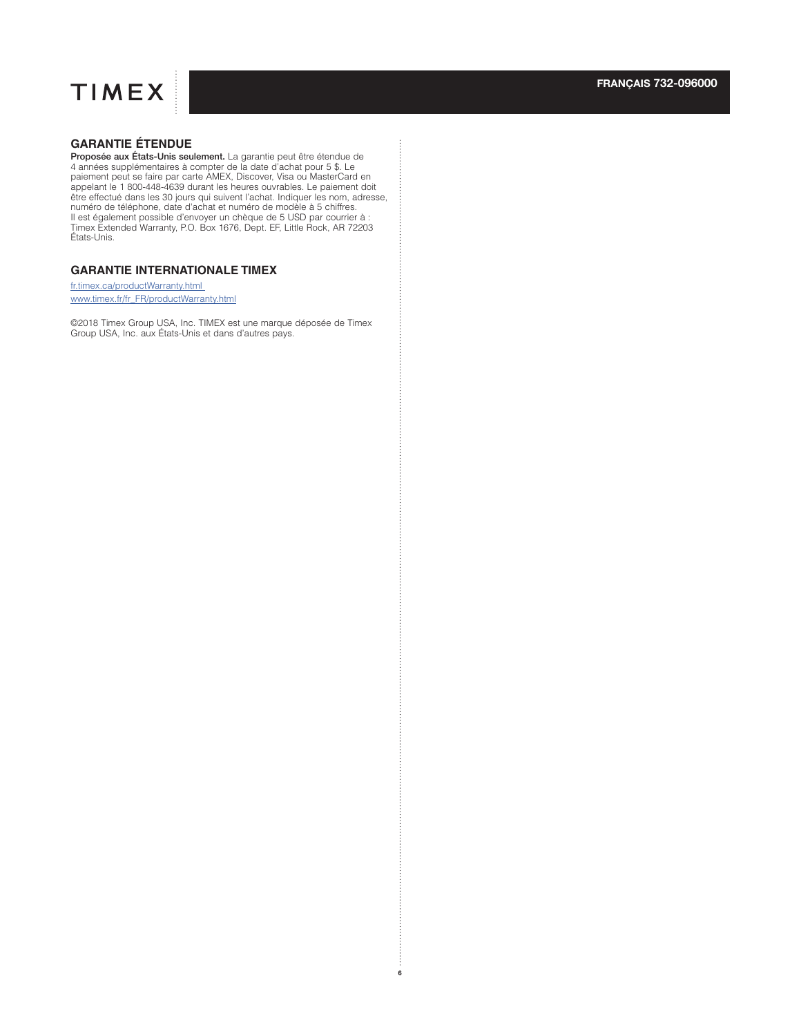## GARANTIE ÉTENDUE

**Proposée aux États-Unis seulement.** La garantie peut être étendue de 4 années supplémentaires à compter de la date d'achat pour 5 $. Le paiement peut se faire par carte AMEX, Discover, Visa ou MasterCard en appelant le 1 800-448-4639 durant les heures ouvrables. Le paiement doit être effectué dans les 30 jours qui suivent l'achat. Indiquer les nom, adresse, numéro de téléphone, date d'achat et numéro de modèle à 5 chiffres. Il est également possible d'envoyer un chèque de 5 USD par courrier à : Timex Extended Warranty, P.O. Box 1676, Dept. EF, Little Rock, AR 72203 États-Unis.

## GARANTIE INTERNATIONALE TIMEX

fr.timex.ca/productWarranty.html
www.timex.fr/fr_FR/productWarranty.html

©2018 Timex Group USA, Inc. TIMEX est une marque déposée de Timex Group USA, Inc. aux États-Unis et dans d'autres pays.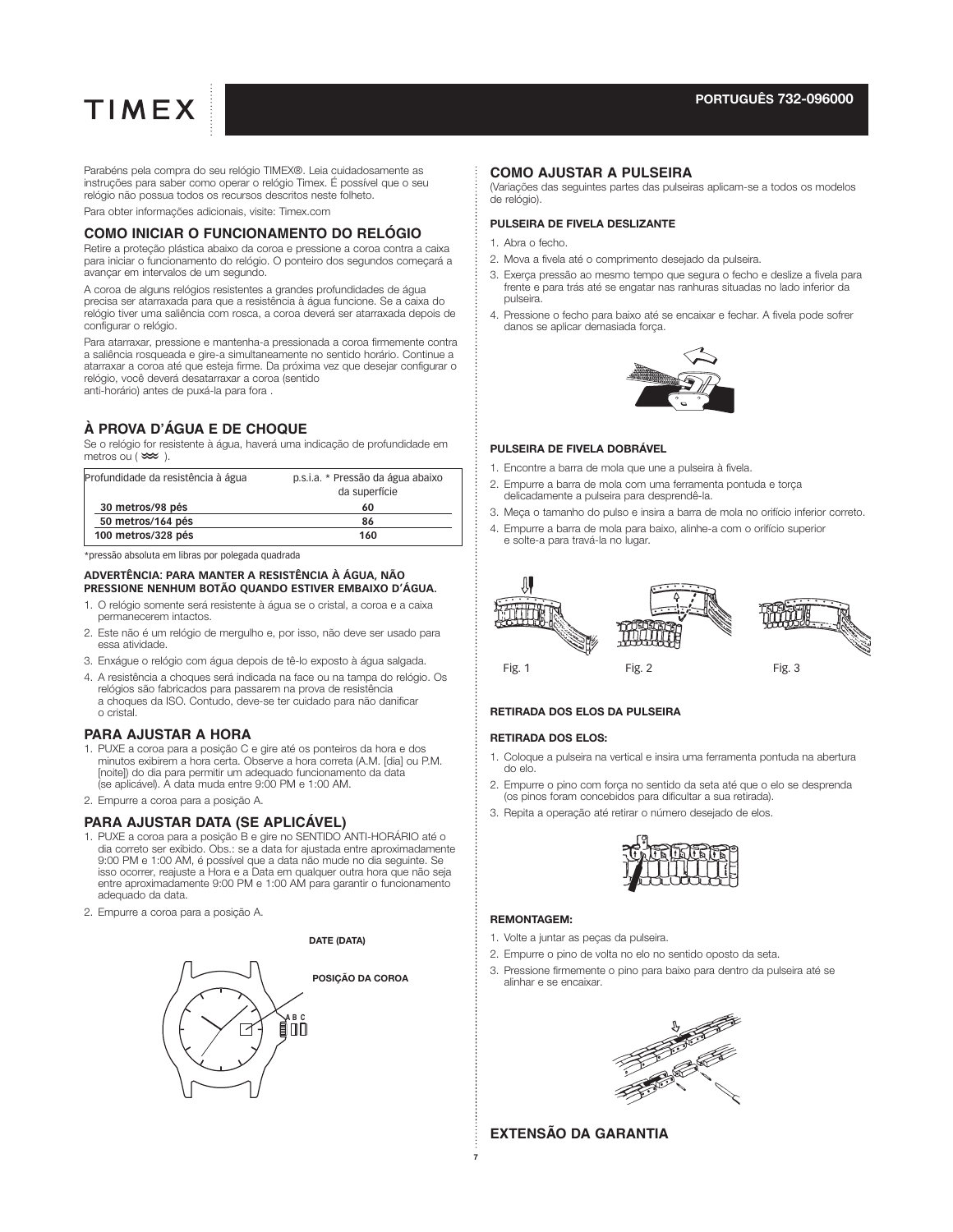PORTUGUÊS 732-096000

Parabéns pela compra do seu relógio TIMEX®. Leia cuidadosamente as instruções para saber como operar o relógio Timex. É possível que o seu relógio não possua todos os recursos descritos neste folheto.

Para obter informações adicionais, visite: Timex.com

## COMO INICIAR O FUNCIONAMENTO DO RELÓGIO

Retire a proteção plástica abaixo da coroa e pressione a coroa contra a caixa para iniciar o funcionamento do relógio. O ponteiro dos segundos começará a avançar em intervalos de um segundo.

A coroa de alguns relógios resistentes a grandes profundidades de água precisa ser atarraxada para que a resistência à água funcione. Se a caixa do relógio tiver uma saliência com rosca, a coroa deverá ser atarraxada depois de configurar o relógio.

Para atarraxar, pressione e mantenha-a pressionada a coroa firmemente contra a saliência rosqueada e gire-a simultaneamente no sentido horário. Continue a atarraxar a coroa até que esteja firme. Da próxima vez que desejar configurar o relógio, você deverá desatarraxar a coroa (sentido anti-horário) antes de puxá-la para fora .

## À PROVA D'ÁGUA E DE CHOQUE

Se o relógio for resistente à água, haverá uma indicação de profundidade em metros ou ( ≈ ).

| Profundidade da resistência à água | p.s.i.a. * Pressão da água abaixo da superfície |
|---|---|
| 30 metros/98 pés | 60 |
| 50 metros/164 pés | 86 |
| 100 metros/328 pés | 160 |

*pressão absoluta em libras por polegada quadrada

**ADVERTÊNCIA: PARA MANTER A RESISTÊNCIA À ÁGUA, NÃO PRESSIONE NENHUM BOTÃO QUANDO ESTIVER EMBAIXO D'ÁGUA.**

1. O relógio somente será resistente à água se o cristal, a coroa e a caixa permanecerem intactos.
2. Este não é um relógio de mergulho e, por isso, não deve ser usado para essa atividade.
3. Enxágue o relógio com água depois de tê-lo exposto à água salgada.
4. A resistência a choques será indicada na face ou na tampa do relógio. Os relógios são fabricados para passarem na prova de resistência a choques da ISO. Contudo, deve-se ter cuidado para não danificar o cristal.

## PARA AJUSTAR A HORA

1. PUXE a coroa para a posição C e gire até os ponteiros da hora e dos minutos exibirem a hora certa. Observe a hora correta (A.M. [dia] ou P.M. [noite]) do dia para permitir um adequado funcionamento da data (se aplicável). A data muda entre 9:00 PM e 1:00 AM.
2. Empurre a coroa para a posição A.

## PARA AJUSTAR DATA (SE APLICÁVEL)

1. PUXE a coroa para a posição B e gire no SENTIDO ANTI-HORÁRIO até o dia correto ser exibido. Obs.: se a data for ajustada entre aproximadamente 9:00 PM e 1:00 AM, é possível que a data não mude no dia seguinte. Se isso ocorrer, reajuste a Hora e a Data em qualquer outra hora que não seja entre aproximadamente 9:00 PM e 1:00 AM para garantir o funcionamento adequado da data.
2. Empurre a coroa para a posição A.

DATE (DATA)

POSIÇÃO DA COROA

A B C

## COMO AJUSTAR A PULSEIRA

(Variações das seguintes partes das pulseiras aplicam-se a todos os modelos de relógio).

### PULSEIRA DE FIVELA DESLIZANTE

1. Abra o fecho.
2. Mova a fivela até o comprimento desejado da pulseira.
3. Exerça pressão ao mesmo tempo que segura o fecho e deslize a fivela para frente e para trás até se engatar nas ranhuras situadas no lado inferior da pulseira.
4. Pressione o fecho para baixo até se encaixar e fechar. A fivela pode sofrer danos se aplicar demasiada força.

### PULSEIRA DE FIVELA DOBRÁVEL

1. Encontre a barra de mola que une a pulseira à fivela.
2. Empurre a barra de mola com uma ferramenta pontuda e torça delicadamente a pulseira para desprendê-la.
3. Meça o tamanho do pulso e insira a barra de mola no orifício inferior correto.
4. Empurre a barra de mola para baixo, alinhe-a com o orifício superior e solte-a para travá-la no lugar.

Fig. 1 Fig. 2 Fig. 3

### RETIRADA DOS ELOS DA PULSEIRA

### RETIRADA DOS ELOS:

1. Coloque a pulseira na vertical e insira uma ferramenta pontuda na abertura do elo.
2. Empurre o pino com força no sentido da seta até que o elo se desprenda (os pinos foram concebidos para dificultar a sua retirada).
3. Repita a operação até retirar o número desejado de elos.

### REMONTAGEM:

1. Volte a juntar as peças da pulseira.
2. Empurre o pino de volta no elo no sentido oposto da seta.
3. Pressione firmemente o pino para baixo para dentro da pulseira até se alinhar e se encaixar.

## EXTENSÃO DA GARANTIA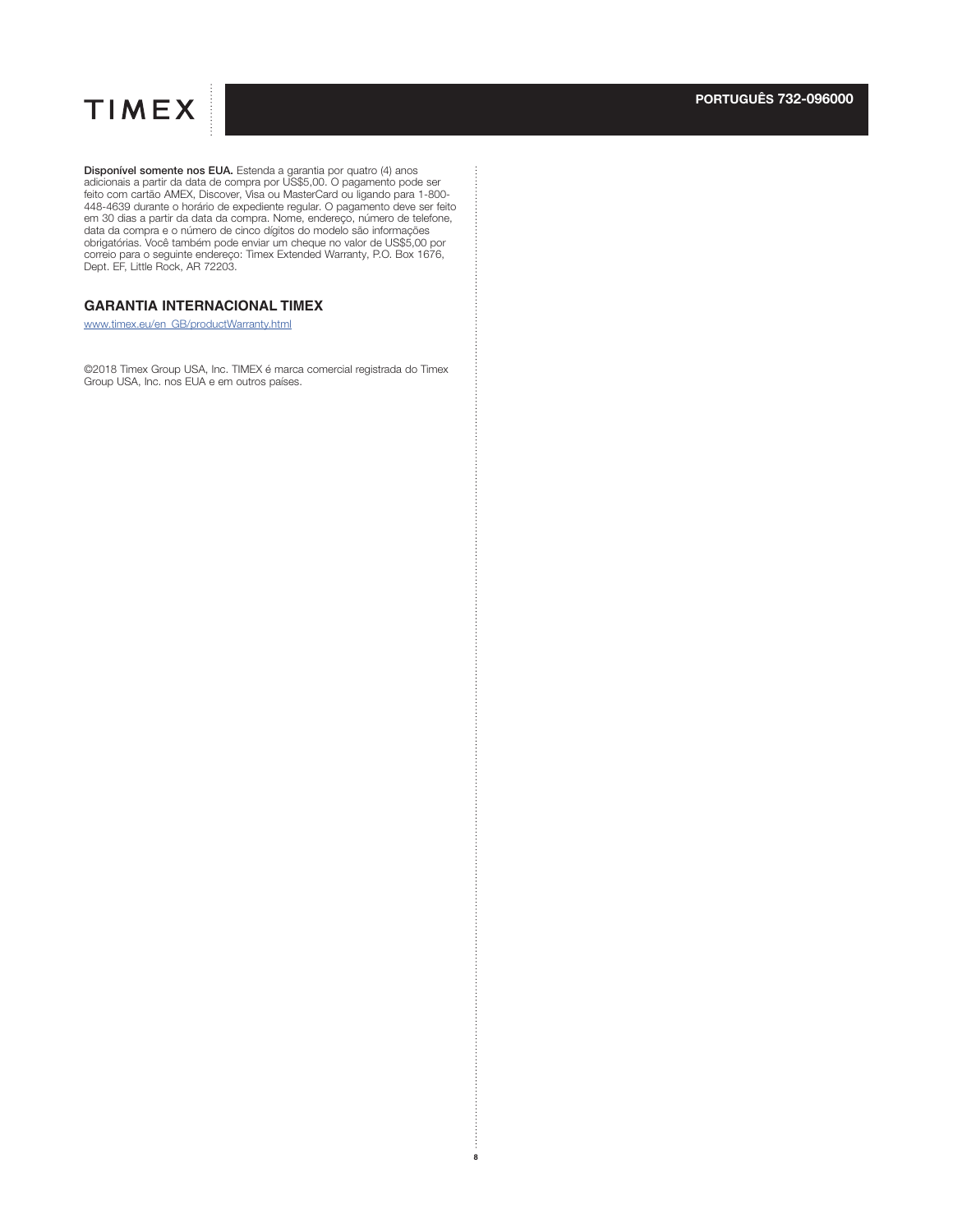**Disponível somente nos EUA.** Estenda a garantia por quatro (4) anos adicionais a partir da data de compra por US$5,00. O pagamento pode ser feito com cartão AMEX, Discover, Visa ou MasterCard ou ligando para 1-800-448-4639 durante o horário de expediente regular. O pagamento deve ser feito em 30 dias a partir da data da compra. Nome, endereço, número de telefone, data da compra e o número de cinco dígitos do modelo são informações obrigatórias. Você também pode enviar um cheque no valor de US$5,00 por correio para o seguinte endereço: Timex Extended Warranty, P.O. Box 1676, Dept. EF, Little Rock, AR 72203.

## GARANTIA INTERNACIONAL TIMEX

www.timex.eu/en_GB/productWarranty.html

©2018 Timex Group USA, Inc. TIMEX é marca comercial registrada do Timex Group USA, Inc. nos EUA e em outros países.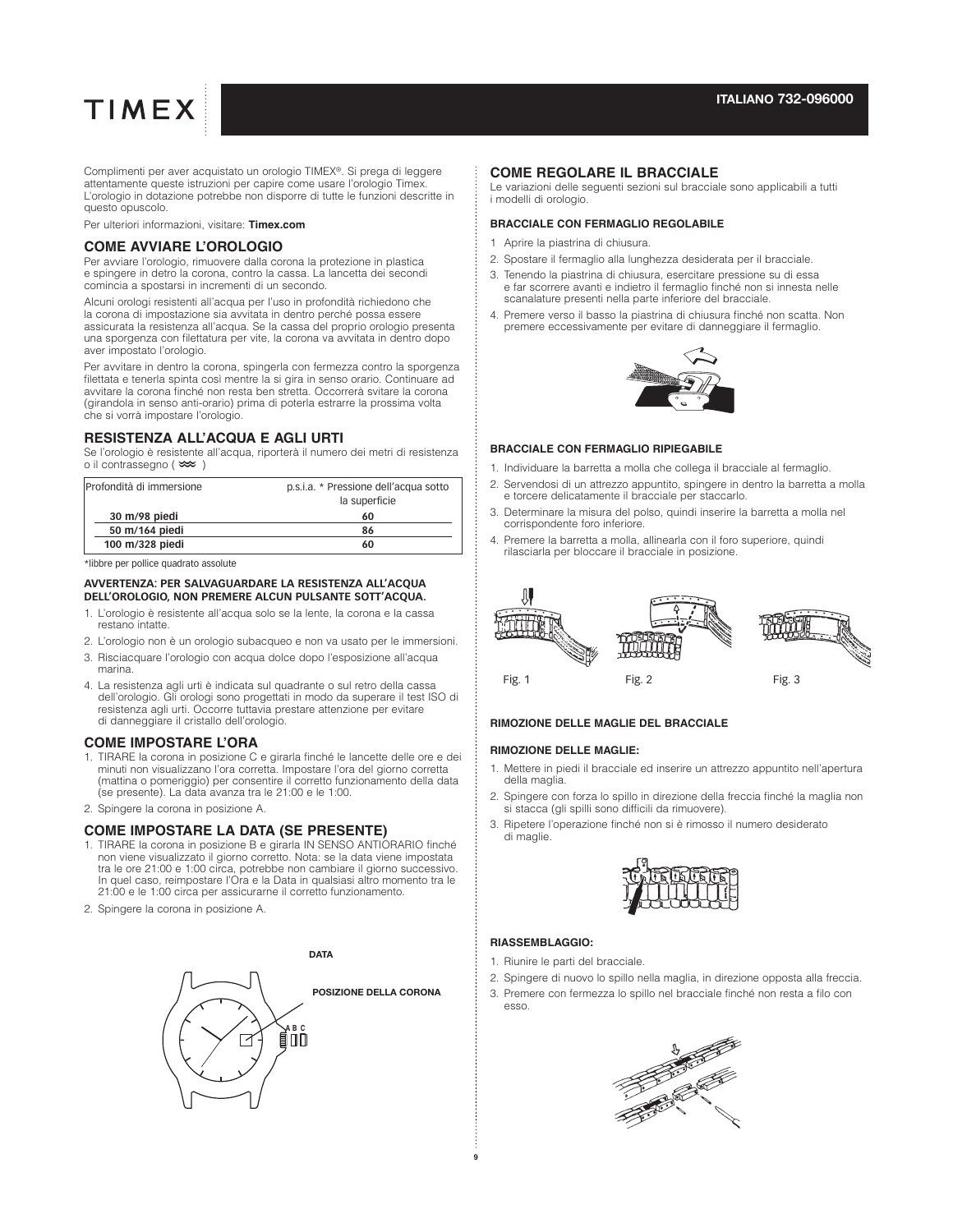TIMEX

ITALIANO 732-096000

Complimenti per aver acquistato un orologio TIMEX®. Si prega di leggere attentamente queste istruzioni per capire come usare l'orologio Timex. L'orologio in dotazione potrebbe non disporre di tutte le funzioni descritte in questo opuscolo.

Per ulteriori informazioni, visitare: **Timex.com**

## COME AVVIARE L'OROLOGIO

Per avviare l'orologio, rimuovere dalla corona la protezione in plastica e spingere in detro la corona, contro la cassa. La lancetta dei secondi comincia a spostarsi in incrementi di un secondo.

Alcuni orologi resistenti all'acqua per l'uso in profondità richiedono che la corona di impostazione sia avvitata in dentro perché possa essere assicurata la resistenza all'acqua. Se la cassa del proprio orologio presenta una sporgenza con filettatura per vite, la corona va avvitata in dentro dopo aver impostato l'orologio.

Per avvitare in dentro la corona, spingerla con fermezza contro la sporgenza filettata e tenerla spinta così mentre la si gira in senso orario. Continuare ad avvitare la corona finché non resta ben stretta. Occorrerà svitare la corona (girandola in senso anti-orario) prima di poterla estrarre la prossima volta che si vorrà impostare l'orologio.

## RESISTENZA ALL'ACQUA E AGLI URTI

Se l'orologio è resistente all'acqua, riporterà il numero dei metri di resistenza o il contrassegno ( ≋ )

| Profondità di immersione | p.s.i.a. * Pressione dell'acqua sotto la superficie |
|---|---|
| 30 m/98 piedi | 60 |
| 50 m/164 piedi | 86 |
| 100 m/328 piedi | 60 |

*libbre per pollice quadrato assolute

**AVVERTENZA: PER SALVAGUARDARE LA RESISTENZA ALL'ACQUA DELL'OROLOGIO, NON PREMERE ALCUN PULSANTE SOTT'ACQUA.**

1. L'orologio è resistente all'acqua solo se la lente, la corona e la cassa restano intatte.
2. L'orologio non è un orologio subacqueo e non va usato per le immersioni.
3. Risciacquare l'orologio con acqua dolce dopo l'esposizione all'acqua marina.
4. La resistenza agli urti è indicata sul quadrante o sul retro della cassa dell'orologio. Gli orologi sono progettati in modo da superare il test ISO di resistenza agli urti. Occorre tuttavia prestare attenzione per evitare di danneggiare il cristallo dell'orologio.

## COME IMPOSTARE L'ORA

1. TIRARE la corona in posizione C e girarla finché le lancette delle ore e dei minuti non visualizzano l'ora corretta. Impostare l'ora del giorno corretta (mattina o pomeriggio) per consentire il corretto funzionamento della data (se presente). La data avanza tra le 21:00 e le 1:00.
2. Spingere la corona in posizione A.

## COME IMPOSTARE LA DATA (SE PRESENTE)

1. TIRARE la corona in posizione B e girarla IN SENSO ANTIORARIO finché non viene visualizzato il giorno corretto. Nota: se la data viene impostata tra le ore 21:00 e 1:00 circa, potrebbe non cambiare il giorno successivo. In quel caso, reimpostare l'Ora e la Data in qualsiasi altro momento tra le 21:00 e le 1:00 circa per assicurarne il corretto funzionamento.
2. Spingere la corona in posizione A.

DATA

POSIZIONE DELLA CORONA

A B C

## COME REGOLARE IL BRACCIALE

Le variazioni delle seguenti sezioni sul bracciale sono applicabili a tutti i modelli di orologio.

### BRACCIALE CON FERMAGLIO REGOLABILE

1. Aprire la piastrina di chiusura.
2. Spostare il fermaglio alla lunghezza desiderata per il bracciale.
3. Tenendo la piastrina di chiusura, esercitare pressione su di essa e far scorrere avanti e indietro il fermaglio finché non si innesta nelle scanalature presenti nella parte inferiore del bracciale.
4. Premere verso il basso la piastrina di chiusura finché non scatta. Non premere eccessivamente per evitare di danneggiare il fermaglio.

### BRACCIALE CON FERMAGLIO RIPIEGABILE

1. Individuare la barretta a molla che collega il bracciale al fermaglio.
2. Servendosi di un attrezzo appuntito, spingere in dentro la barretta a molla e torcere delicatamente il bracciale per staccarlo.
3. Determinare la misura del polso, quindi inserire la barretta a molla nel corrispondente foro inferiore.
4. Premere la barretta a molla, allinearla con il foro superiore, quindi rilasciarla per bloccare il bracciale in posizione.

Fig. 1 Fig. 2 Fig. 3

### RIMOZIONE DELLE MAGLIE DEL BRACCIALE

### RIMOZIONE DELLE MAGLIE:

1. Mettere in piedi il bracciale ed inserire un attrezzo appuntito nell'apertura della maglia.
2. Spingere con forza lo spillo in direzione della freccia finché la maglia non si stacca (gli spilli sono difficili da rimuovere).
3. Ripetere l'operazione finché non si è rimosso il numero desiderato di maglie.

### RIASSEMBLAGGIO:

1. Riunire le parti del bracciale.
2. Spingere di nuovo lo spillo nella maglia, in direzione opposta alla freccia.
3. Premere con fermezza lo spillo nel bracciale finché non resta a filo con esso.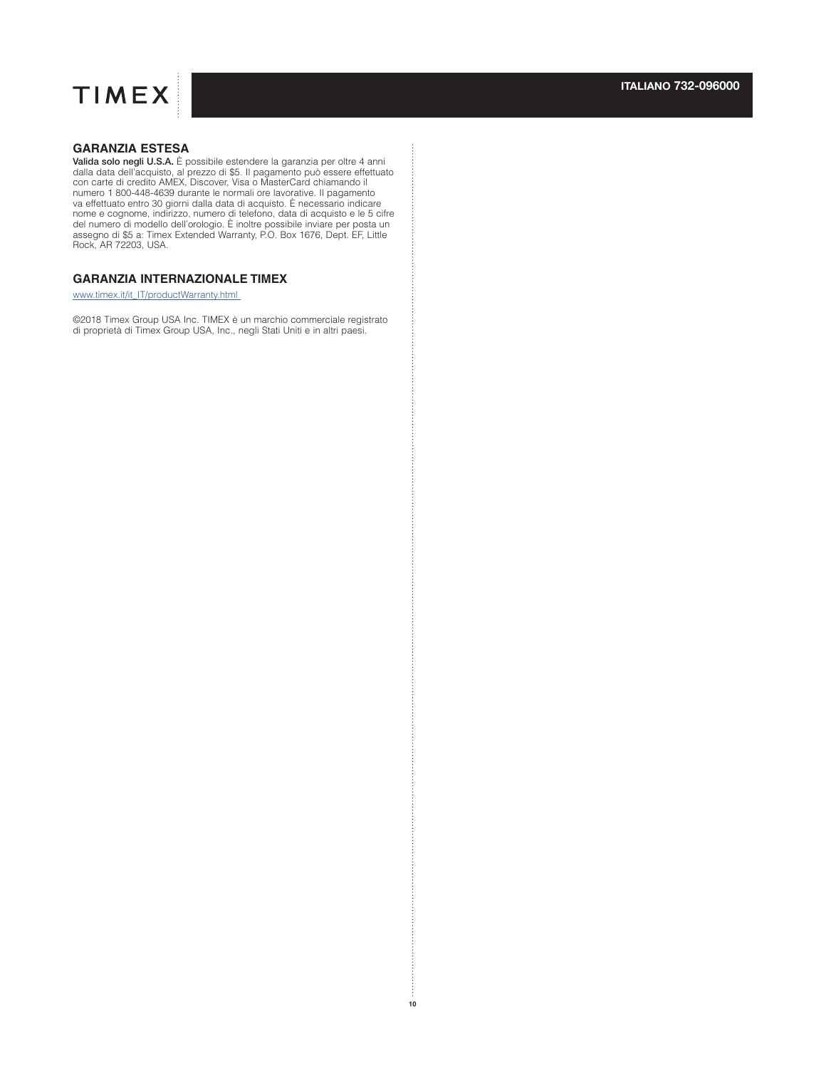## GARANZIA ESTESA

**Valida solo negli U.S.A.** È possibile estendere la garanzia per oltre 4 anni dalla data dell'acquisto, al prezzo di $5. Il pagamento può essere effettuato con carte di credito AMEX, Discover, Visa o MasterCard chiamando il numero 1 800-448-4639 durante le normali ore lavorative. Il pagamento va effettuato entro 30 giorni dalla data di acquisto. È necessario indicare nome e cognome, indirizzo, numero di telefono, data di acquisto e le 5 cifre del numero di modello dell'orologio. È inoltre possibile inviare per posta un assegno di $5 a: Timex Extended Warranty, P.O. Box 1676, Dept. EF, Little Rock, AR 72203, USA.

## GARANZIA INTERNAZIONALE TIMEX

www.timex.it/it_IT/productWarranty.html

©2018 Timex Group USA Inc. TIMEX è un marchio commerciale registrato di proprietà di Timex Group USA, Inc., negli Stati Uniti e in altri paesi.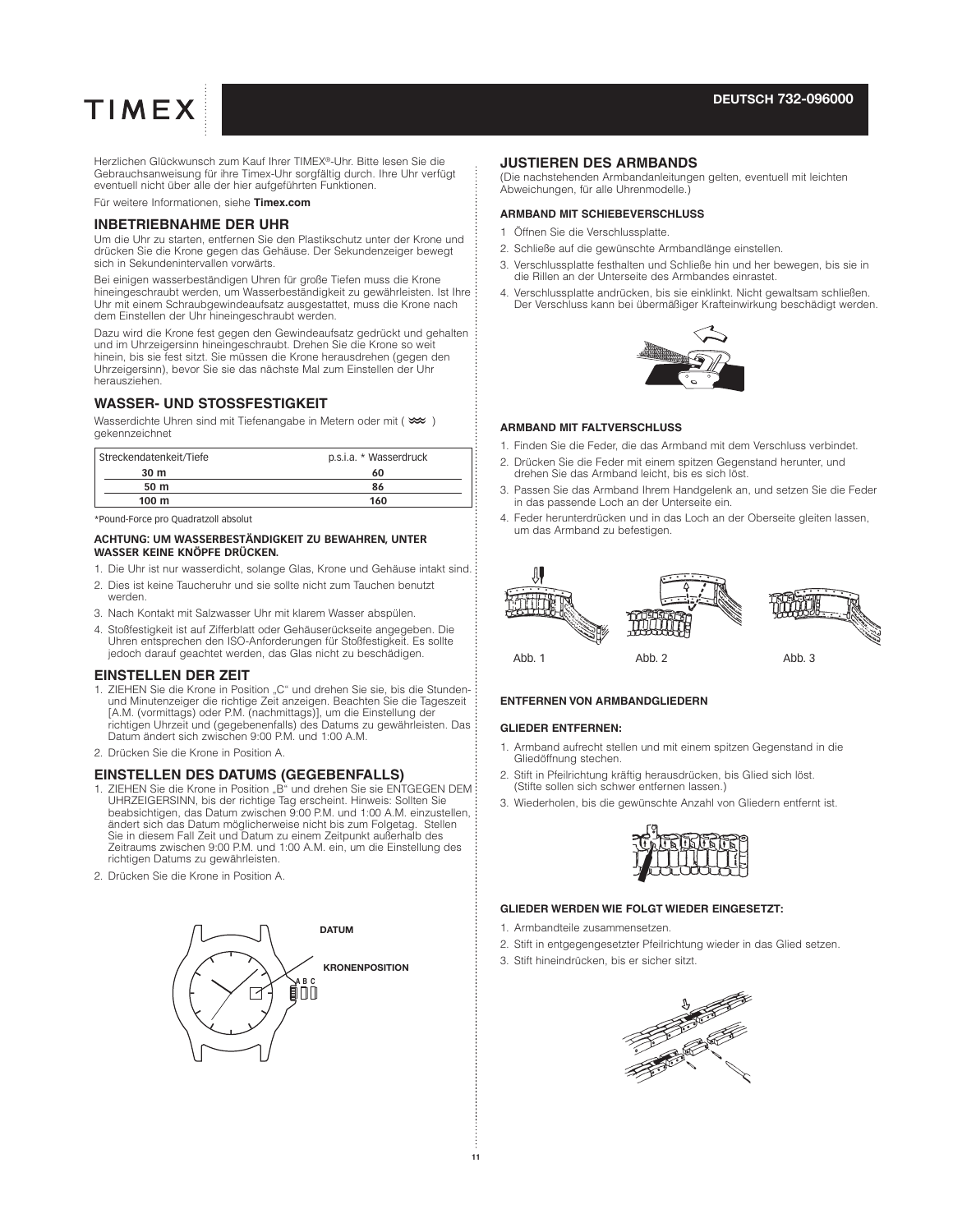DEUTSCH 732-096000

Herzlichen Glückwunsch zum Kauf Ihrer TIMEX®-Uhr. Bitte lesen Sie die Gebrauchsanweisung für ihre Timex-Uhr sorgfältig durch. Ihre Uhr verfügt eventuell nicht über alle der hier aufgeführten Funktionen.

Für weitere Informationen, siehe **Timex.com**

## INBETRIEBNAHME DER UHR

Um die Uhr zu starten, entfernen Sie den Plastikschutz unter der Krone und drücken Sie die Krone gegen das Gehäuse. Der Sekundenzeiger bewegt sich in Sekundenintervallen vorwärts.

Bei einigen wasserbeständigen Uhren für große Tiefen muss die Krone hineingeschraubt werden, um Wasserbeständigkeit zu gewährleisten. Ist Ihre Uhr mit einem Schraubgewindeaufsatz ausgestattet, muss die Krone nach dem Einstellen der Uhr hineingeschraubt werden.

Dazu wird die Krone fest gegen den Gewindeaufsatz gedrückt und gehalten und im Uhrzeigersinn hineingeschraubt. Drehen Sie die Krone so weit hinein, bis sie fest sitzt. Sie müssen die Krone herausdrehen (gegen den Uhrzeigersinn), bevor Sie das nächste Mal zum Einstellen der Uhr herausziehen.

## WASSER- UND STOSSFESTIGKEIT

Wasserdichte Uhren sind mit Tiefenangabe in Metern oder mit ( ≈ ) gekennzeichnet

| Streckendatenkeit/Tiefe | p.s.i.a. * Wasserdruck |
|---|---|
| 30 m | 60 |
| 50 m | 86 |
| 100 m | 160 |

*Pound-Force pro Quadratzoll absolut

**ACHTUNG: UM WASSERBESTÄNDIGKEIT ZU BEWAHREN, UNTER WASSER KEINE KNÖPFE DRÜCKEN.**

1. Die Uhr ist nur wasserdicht, solange Glas, Krone und Gehäuse intakt sind.
2. Dies ist keine Taucheruhr und sie sollte nicht zum Tauchen benutzt werden.
3. Nach Kontakt mit Salzwasser Uhr mit klarem Wasser abspülen.
4. Stoßfestigkeit ist auf Zifferblatt oder Gehäuserückseite angegeben. Die Uhren entsprechen den ISO-Anforderungen für Stoßfestigkeit. Es sollte jedoch darauf geachtet werden, das Glas nicht zu beschädigen.

## EINSTELLEN DER ZEIT

1. ZIEHEN Sie die Krone in Position „C" und drehen Sie sie, bis die Stunden- und Minutenzeiger die richtige Zeit anzeigen. Beachten Sie die Tageszeit [A.M. (vormittags) oder P.M. (nachmittags)], um die Einstellung der richtigen Uhrzeit und (gegebenenfalls) des Datums zu gewährleisten. Das Datum ändert sich zwischen 9:00 P.M. und 1:00 A.M.
2. Drücken Sie die Krone in Position A.

## EINSTELLEN DES DATUMS (GEGEBENFALLS)

1. ZIEHEN Sie die Krone in Position „B" und drehen Sie sie ENTGEGEN DEM UHRZEIGERSINN, bis der richtige Tag erscheint. Hinweis: Sollten Sie beabsichtigen, das Datum zwischen 9:00 P.M. und 1:00 A.M. einzustellen, ändert sich das Datum möglicherweise nicht bis zum Folgetag. Stellen Sie in diesem Fall Zeit und Datum zu einem Zeitpunkt außerhalb des Zeitraums zwischen 9:00 P.M. und 1:00 A.M. ein, um die Einstellung des richtigen Datums zu gewährleisten.
2. Drücken Sie die Krone in Position A.

DATUM

KRONENPOSITION

A B C

## JUSTIEREN DES ARMBANDS

(Die nachstehenden Armbandanleitungen gelten, eventuell mit leichten Abweichungen, für alle Uhrenmodelle.)

### ARMBAND MIT SCHIEBEVERSCHLUSS

1. Öffnen Sie die Verschlussplatte.
2. Schließe auf die gewünschte Armbandlänge einstellen.
3. Verschlussplatte festhalten und Schließe hin und her bewegen, bis sie in die Rillen an der Unterseite des Armbandes einrastet.
4. Verschlussplatte andrücken, bis sie einklinkt. Nicht gewaltsam schließen. Der Verschluss kann bei übermäßiger Krafteinwirkung beschädigt werden.

### ARMBAND MIT FALTVERSCHLUSS

1. Finden Sie die Feder, die das Armband mit dem Verschluss verbindet.
2. Drücken Sie die Feder mit einem spitzen Gegenstand herunter, und drehen Sie das Armband leicht, bis es sich löst.
3. Passen Sie das Armband Ihrem Handgelenk an, und setzen Sie die Feder in das passende Loch an der Unterseite ein.
4. Feder herunterdrücken und in das Loch an der Oberseite gleiten lassen, um das Armband zu befestigen.

Abb. 1 Abb. 2 Abb. 3

### ENTFERNEN VON ARMBANDGLIEDERN

### GLIEDER ENTFERNEN:

1. Armband aufrecht stellen und mit einem spitzen Gegenstand in die Gliedöffnung stechen.
2. Stift in Pfeilrichtung kräftig herausdrücken, bis Glied sich löst. (Stifte sollen sich schwer entfernen lassen.)
3. Wiederholen, bis die gewünschte Anzahl von Gliedern entfernt ist.

### GLIEDER WERDEN WIE FOLGT WIEDER EINGESETZT:

1. Armbandteile zusammensetzen.
2. Stift in entgegengesetzter Pfeilrichtung wieder in das Glied setzen.
3. Stift hineindrücken, bis er sicher sitzt.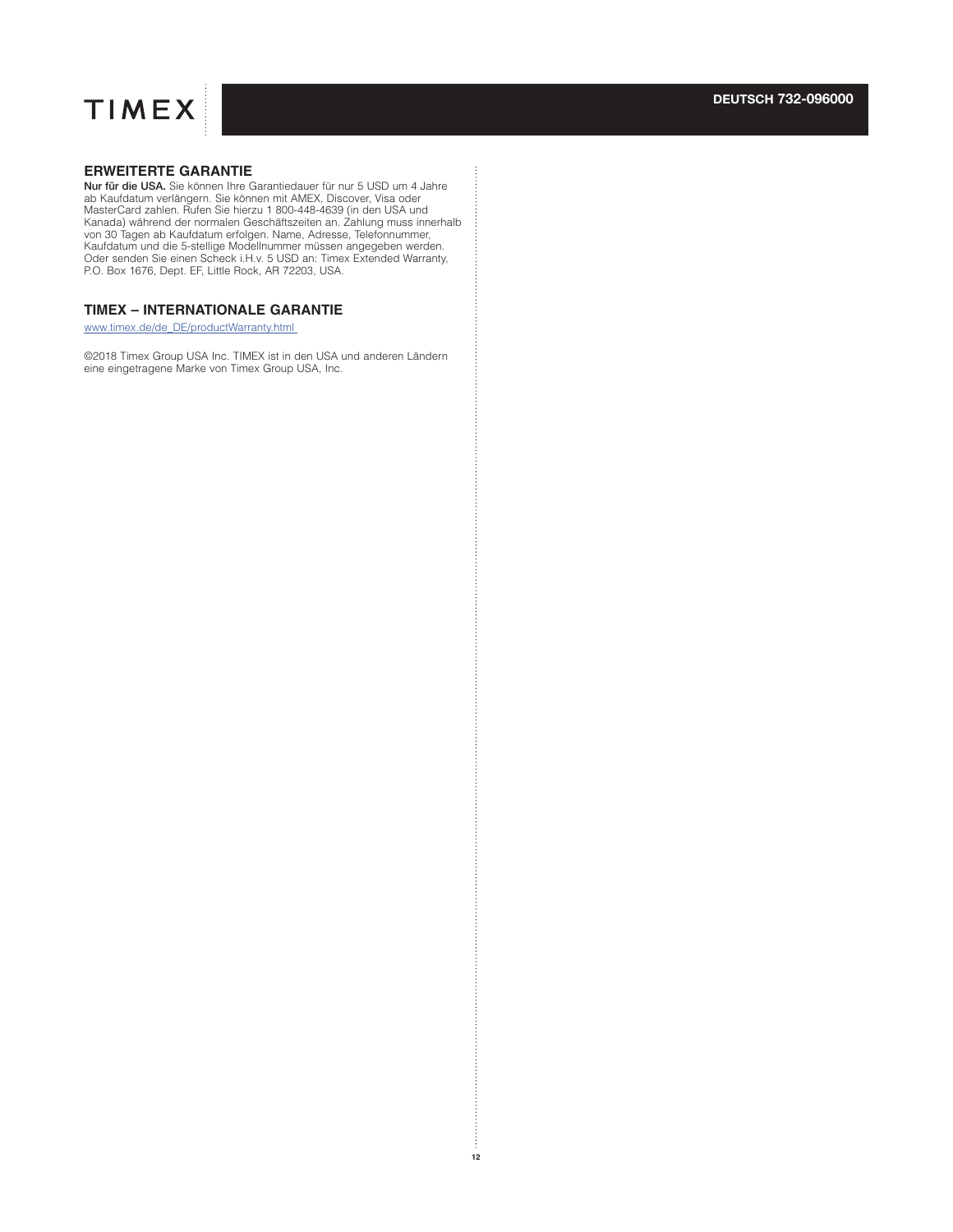## ERWEITERTE GARANTIE

**Nur für die USA.** Sie können Ihre Garantiedauer für nur 5 USD um 4 Jahre ab Kaufdatum verlängern. Sie können mit AMEX, Discover, Visa oder MasterCard zahlen. Rufen Sie hierzu 1 800-448-4639 (in den USA und Kanada) während der normalen Geschäftszeiten an. Zahlung muss innerhalb von 30 Tagen ab Kaufdatum erfolgen. Name, Adresse, Telefonnummer, Kaufdatum und die 5-stellige Modellnummer müssen angegeben werden. Oder senden Sie einen Scheck i.H.v. 5 USD an: Timex Extended Warranty, P.O. Box 1676, Dept. EF, Little Rock, AR 72203, USA.

## TIMEX – INTERNATIONALE GARANTIE

www.timex.de/de_DE/productWarranty.html

©2018 Timex Group USA Inc. TIMEX ist in den USA und anderen Ländern eine eingetragene Marke von Timex Group USA, Inc.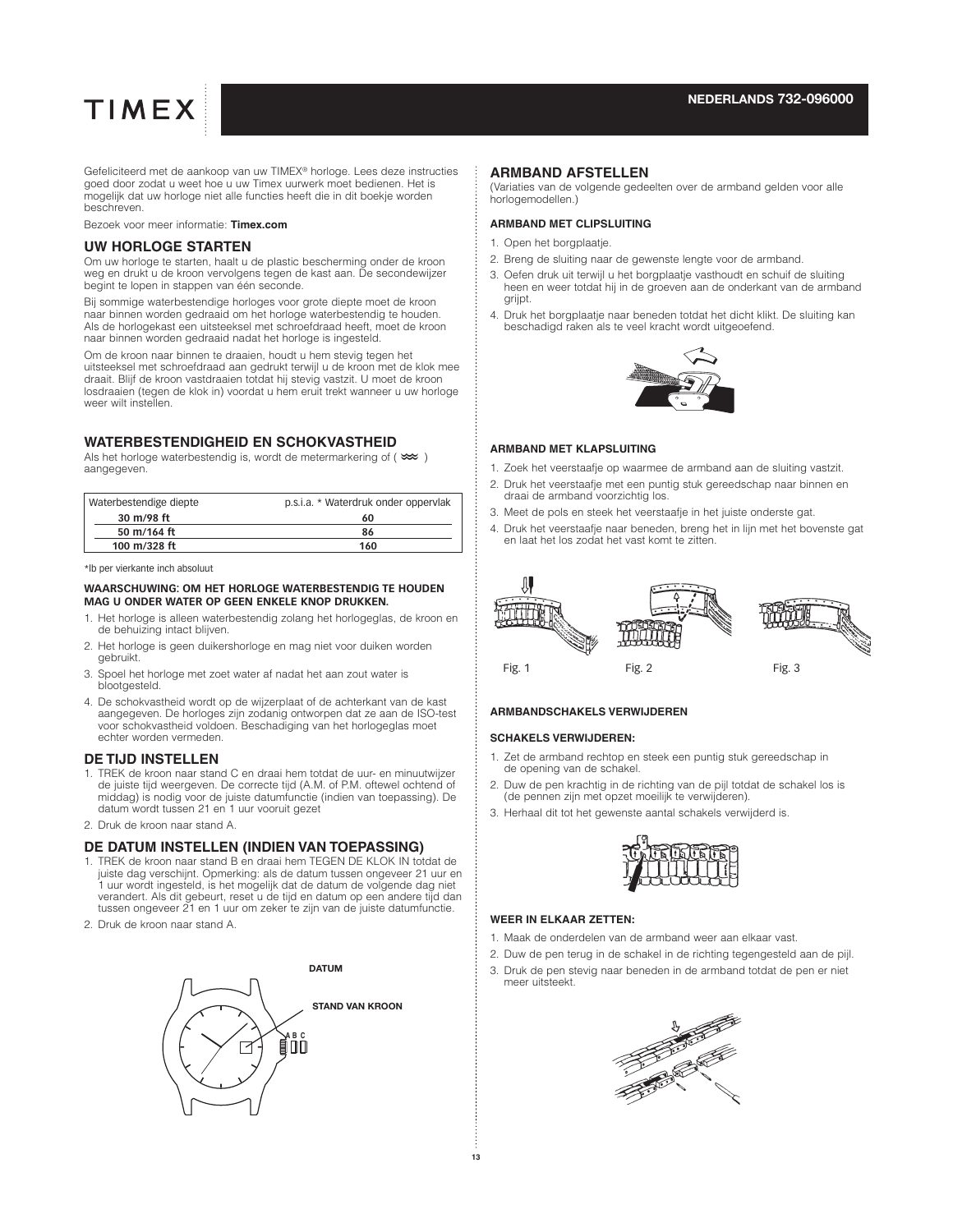TIMEX

NEDERLANDS 732-096000

Gefeliciteerd met de aankoop van uw TIMEX® horloge. Lees deze instructies goed door zodat u weet hoe u uw Timex uurwerk moet bedienen. Het is mogelijk dat uw horloge niet alle functies heeft die in dit boekje worden beschreven.

Bezoek voor meer informatie: **Timex.com**

## UW HORLOGE STARTEN

Om uw horloge te starten, haalt u de plastic bescherming onder de kroon weg en drukt u de kroon vervolgens tegen de kast aan. De secondewijzer begint te lopen in stappen van één seconde.

Bij sommige waterbestendige horloges voor grote diepte moet de kroon naar binnen worden gedraaid om het horloge waterbestendig te houden. Als de horlogekast een uitsteeksel met schroefdraad heeft, moet de kroon naar binnen worden gedraaid nadat het horloge is ingesteld.

Om de kroon naar binnen te draaien, houdt u hem stevig tegen het uitsteeksel met het schroefdraad aan gedrukt terwijl u de kroon met de klok mee draait. Blijf de kroon vastdraaien totdat hij stevig vastzit. U moet de kroon losdraaien (tegen de klok in) voordat u hem eruit trekt wanneer u uw horloge weer wilt instellen.

## WATERBESTENDIGHEID EN SCHOKVASTHEID

Als het horloge waterbestendig is, wordt de metermarkering of ( ≈ ) aangegeven.

| Waterbestendige diepte | p.s.i.a. * Waterdruk onder oppervlak |
|---|---|
| 30 m/98 ft | 60 |
| 50 m/164 ft | 86 |
| 100 m/328 ft | 160 |

*lb per vierkante inch absoluut

**WAARSCHUWING: OM HET HORLOGE WATERBESTENDIG TE HOUDEN MAG U ONDER WATER OP GEEN ENKELE KNOP DRUKKEN.**

1. Het horloge is alleen waterbestendig zolang het horlogeglas, de kroon en de behuizing intact blijven.
2. Het horloge is geen duikershorloge en mag niet voor duiken worden gebruikt.
3. Spoel het horloge met zoet water af nadat het aan zout water is blootgesteld.
4. De schokvastheid wordt op de wijzerplaat of de achterkant van de kast aangegeven. De horloges zijn zodanig ontworpen dat ze aan de ISO-test voor schokvastheid voldoen. Beschadiging van het horlogeglas moet echter worden vermeden.

## DE TIJD INSTELLEN

1. TREK de kroon naar stand C en draai hem totdat de uur- en minuutwijzer de juiste tijd weergeven. De correcte tijd (A.M. of P.M. oftewel ochtend of middag) is nodig voor de juiste datumfunctie (indien van toepassing). De datum wordt tussen 21 en 1 uur vooruit gezet
2. Druk de kroon naar stand A.

## DE DATUM INSTELLEN (INDIEN VAN TOEPASSING)

1. TREK de kroon naar stand B en draai hem TEGEN DE KLOK IN totdat de juiste dag verschijnt. Opmerking: als de datum tussen ongeveer 21 uur en 1 uur wordt ingesteld, is het mogelijk dat de datum de volgende dag niet verandert. Als dit gebeurt, reset u de tijd en datum op een andere tijd dan tussen ongeveer 21 en 1 uur om zeker te zijn van de juiste datumfunctie.
2. Druk de kroon naar stand A.

DATUM

STAND VAN KROON

A B C

## ARMBAND AFSTELLEN

(Variaties van de volgende gedeelten over de armband gelden voor alle horlogemodellen.)

### ARMBAND MET CLIPSLUITING

1. Open het borgplaatje.
2. Breng de sluiting naar de gewenste lengte voor de armband.
3. Oefen druk uit terwijl u het borgplaatje vasthoudt en schuif de sluiting heen en weer totdat hij in de groeven aan de onderkant van de armband grijpt.
4. Druk het borgplaatje naar beneden totdat het dicht klikt. De sluiting kan beschadigd raken als te veel kracht wordt uitgeoefend.

### ARMBAND MET KLAPSLUITING

1. Zoek het veerstaafje op waarmee de armband aan de sluiting vastzit.
2. Druk het veerstaafje met een puntig stuk gereedschap naar binnen en draai de armband voorzichtig los.
3. Meet de pols en steek het veerstaafje in het juiste onderste gat.
4. Druk het veerstaafje naar beneden, breng het in lijn met het bovenste gat en laat het los zodat het vast komt te zitten.

Fig. 1 Fig. 2 Fig. 3

### ARMBANDSCHAKELS VERWIJDEREN

### SCHAKELS VERWIJDEREN:

1. Zet de armband rechtop en steek een puntig stuk gereedschap in de opening van de schakel.
2. Duw de pen krachtig in de richting van de pijl totdat de schakel los is (de pennen zijn met opzet moeilijk te verwijderen).
3. Herhaal dit tot het gewenste aantal schakels verwijderd is.

### WEER IN ELKAAR ZETTEN:

1. Maak de onderdelen van de armband weer aan elkaar vast.
2. Duw de pen terug in de schakel in de richting tegengesteld aan de pijl.
3. Druk de pen stevig naar beneden in de armband totdat de pen er niet meer uitsteekt.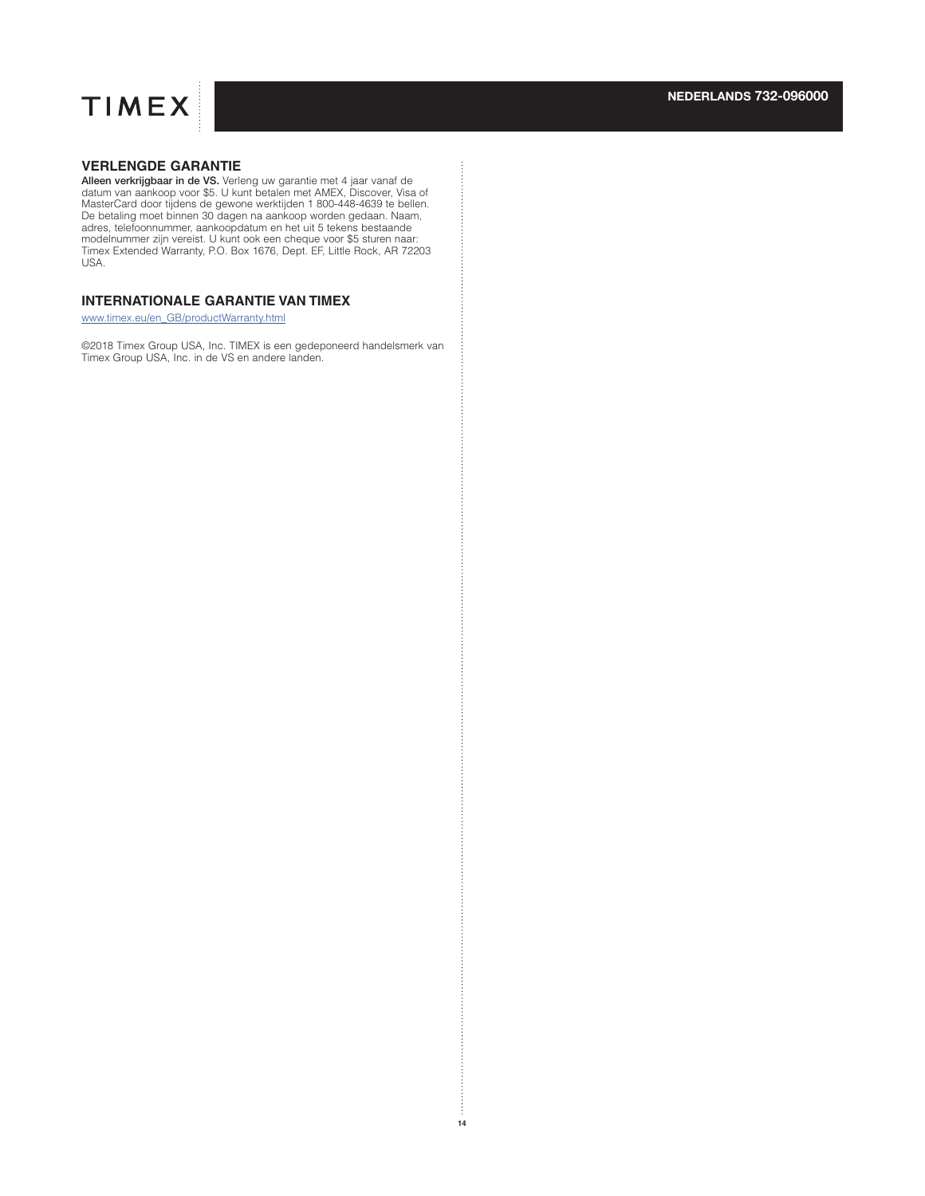## VERLENGDE GARANTIE

**Alleen verkrijgbaar in de VS.** Verleng uw garantie met 4 jaar vanaf de datum van aankoop voor $5. U kunt betalen met AMEX, Discover, Visa of MasterCard door tijdens de gewone werktijden 1 800-448-4639 te bellen. De betaling moet binnen 30 dagen na aankoop worden gedaan. Naam, adres, telefoonnummer, aankoopdatum en het uit 5 tekens bestaande modelnummer zijn vereist. U kunt ook een cheque voor $5 sturen naar: Timex Extended Warranty, P.O. Box 1676, Dept. EF, Little Rock, AR 72203 USA.

## INTERNATIONALE GARANTIE VAN TIMEX

www.timex.eu/en_GB/productWarranty.html

©2018 Timex Group USA, Inc. TIMEX is een gedeponeerd handelsmerk van Timex Group USA, Inc. in de VS en andere landen.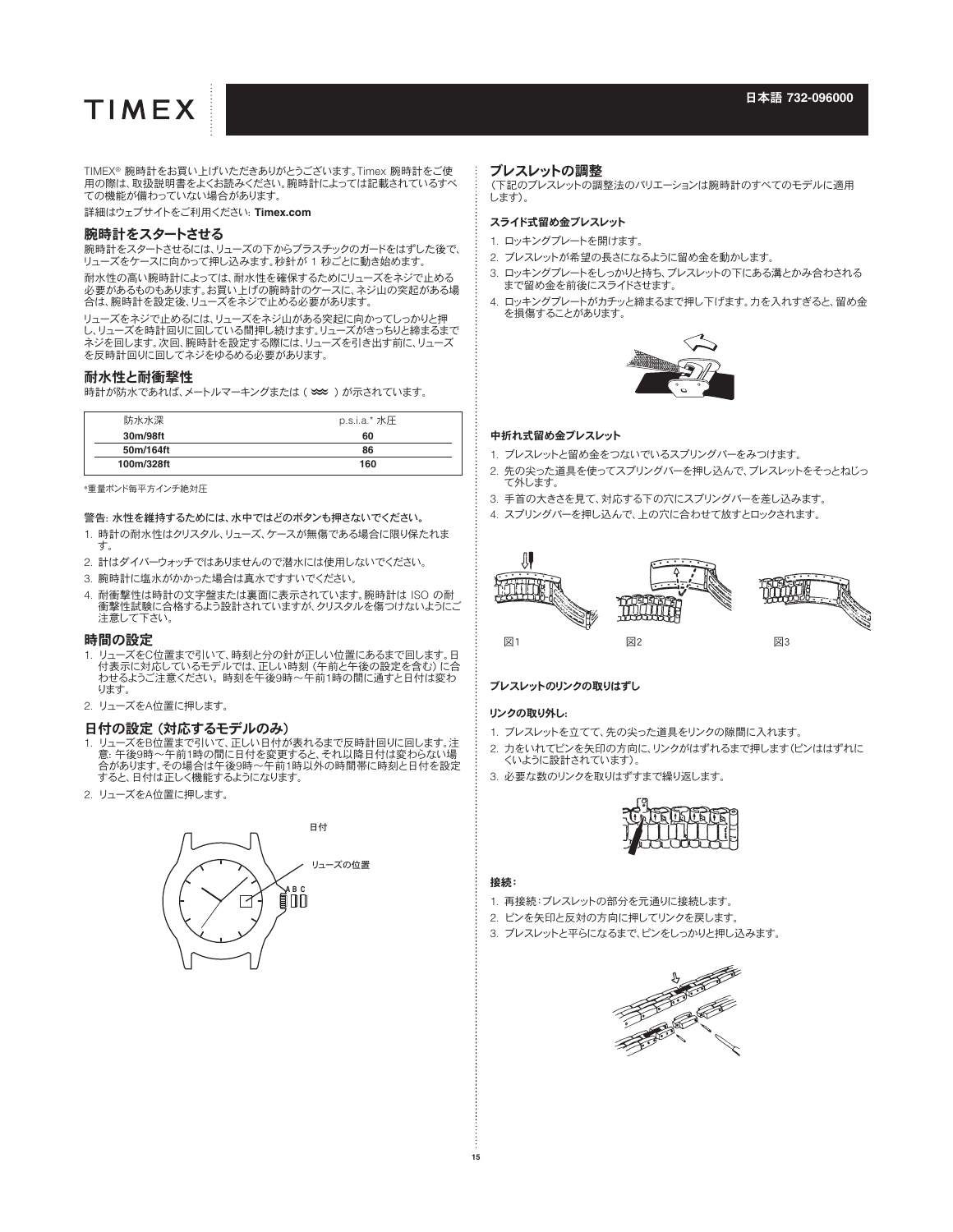# TIMEX

**日本語 732-096000**

TIMEX® 腕時計をお買い上げいただきありがとうございます。Timex 腕時計をご使用の際は、取扱説明書をよくお読みください。腕時計によっては記載されているすべての機能が備わっていない場合があります。

詳細はウェブサイトをご利用ください: **Timex.com**

## 腕時計をスタートさせる

腕時計をスタートさせるには、リューズの下からプラスチックのガードをはずした後で、リューズをケースに向かって押し込みます。秒針が 1 秒ごとに動き始めます。

耐水性の高い腕時計によっては、耐水性を確保するためにリューズをネジで止める必要があるものもあります。お買い上げの腕時計のケースに、ネジ山の突起がある場合は、腕時計を設定後、リューズをネジで止める必要があります。

リューズをネジで止めるには、リューズをネジ山がある突起に向かってしっかりと押し、リューズを時計回りに回している間押し続けます。リューズがきっちりと締まるまでネジを回します。次回、腕時計を設定する際には、リューズを引き出す前に、リューズを反時計回りに回してネジをゆるめる必要があります。

## 耐水性と耐衝撃性

時計が防水であれば、メートルマーキングまたは（ ）が示されています。

| 防水水深 | p.s.i.a.* 水圧 |
|---|---|
| **30m/98ft** | **60** |
| **50m/164ft** | **86** |
| **100m/328ft** | **160** |

*重量ポンド毎平方インチ絶対圧

**警告: 水性を維持するためには、水中ではどのボタンも押さないでください。**

1. 時計の耐水性はクリスタル、リューズ、ケースが無傷である場合に限り保たれます。
2. 計はダイバーウォッチではありませんので潜水には使用しないでください。
3. 腕時計に塩水がかかった場合は真水ですすいでください。
4. 耐衝撃性は時計の文字盤または裏面に表示されています。腕時計は ISO の耐衝撃性試験に合格するよう設計されていますが、クリスタルを傷つけないようにご注意して下さい。

## 時間の設定

1. リューズをC位置まで引いて、時刻と分の針が正しい位置にあるまで回します。日付表示に対応しているモデルでは、正しい時刻（午前と午後の設定を含む）に合わせるようご注意ください。時刻を午後9時～午前1時の間に通すと日付は変わります。
2. リューズをA位置に押します。

## 日付の設定（対応するモデルのみ）

1. リューズをB位置まで引いて、正しい日付が表れるまで反時計回りに回します。注意: 午後9時～午前1時の間に日付を変更すると、それ以降日付は変わらない場合があります。その場合は午後9時～午前1時以外の時間帯に時刻と日付を設定すると、日付は正しく機能するようになります。
2. リューズをA位置に押します。

日付

リューズの位置

A B C

## ブレスレットの調整

（下記のブレスレットの調整法のバリエーションは腕時計のすべてのモデルに適用します）。

### スライド式留め金ブレスレット

1. ロッキングプレートを開けます。
2. ブレスレットが希望の長さになるように留め金を動かします。
3. ロッキングプレートをしっかりと持ち、ブレスレットの下にある溝とかみ合わされるまで留め金を前後にスライドさせます。
4. ロッキングプレートがカチッと締まるまで押し下げます。力を入れすぎると、留め金を損傷することがあります。

### 中折れ式留め金ブレスレット

1. ブレスレットと留め金をつないでいるスプリングバーをみつけます。
2. 先の尖った道具を使ってスプリングバーを押し込んで、ブレスレットをそっとねじって外します。
3. 手首の大きさを見て、対応する下の穴にスプリングバーを差し込みます。
4. スプリングバーを押し込んで、上の穴に合わせて放すとロックされます。

図1　図2　図3

### ブレスレットのリンクの取りはずし

**リンクの取り外し:**

1. ブレスレットを立てて、先の尖った道具をリンクの隙間に入れます。
2. 力をいれてピンを矢印の方向に、リンクがはずれるまで押します（ピンははずれにくいように設計されています）。
3. 必要な数のリンクを取りはずすまで繰り返します。

**接続:**

1. 再接続:ブレスレットの部分を元通りに接続します。
2. ピンを矢印と反対の方向に押してリンクを戻します。
3. ブレスレットと平らになるまで、ピンをしっかりと押し込みます。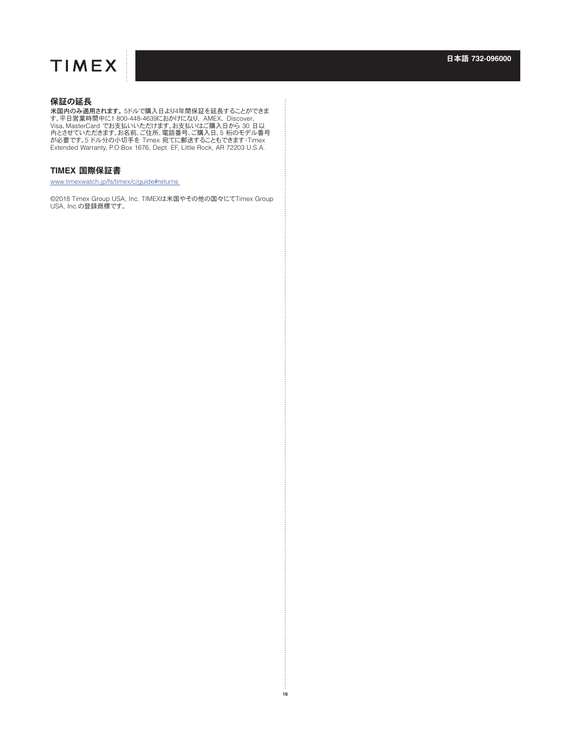## 保証の延長

**米国内のみ適用されます。** 5ドルで購入日より4年間保証を延長することができます。平日営業時間中に1 800-448-4639におかけになり、AMEX、Discover、Visa、MasterCard でお支払いいただけます。お支払いはご購入日から 30 日以内とさせていただきます。お名前、ご住所、電話番号、ご購入日、5 桁のモデル番号が必要です。5 ドル分の小切手を Timex 宛てに郵送することもできます：Timex Extended Warranty, P.O.Box 1676, Dept. EF, Little Rock, AR 72203 U.S.A.

## TIMEX 国際保証書

www.timexwatch.jp/fs/timex/c/guide#returns

©2018 Timex Group USA, Inc. TIMEXは米国やその他の国々にてTimex Group USA, Inc.の登録商標です。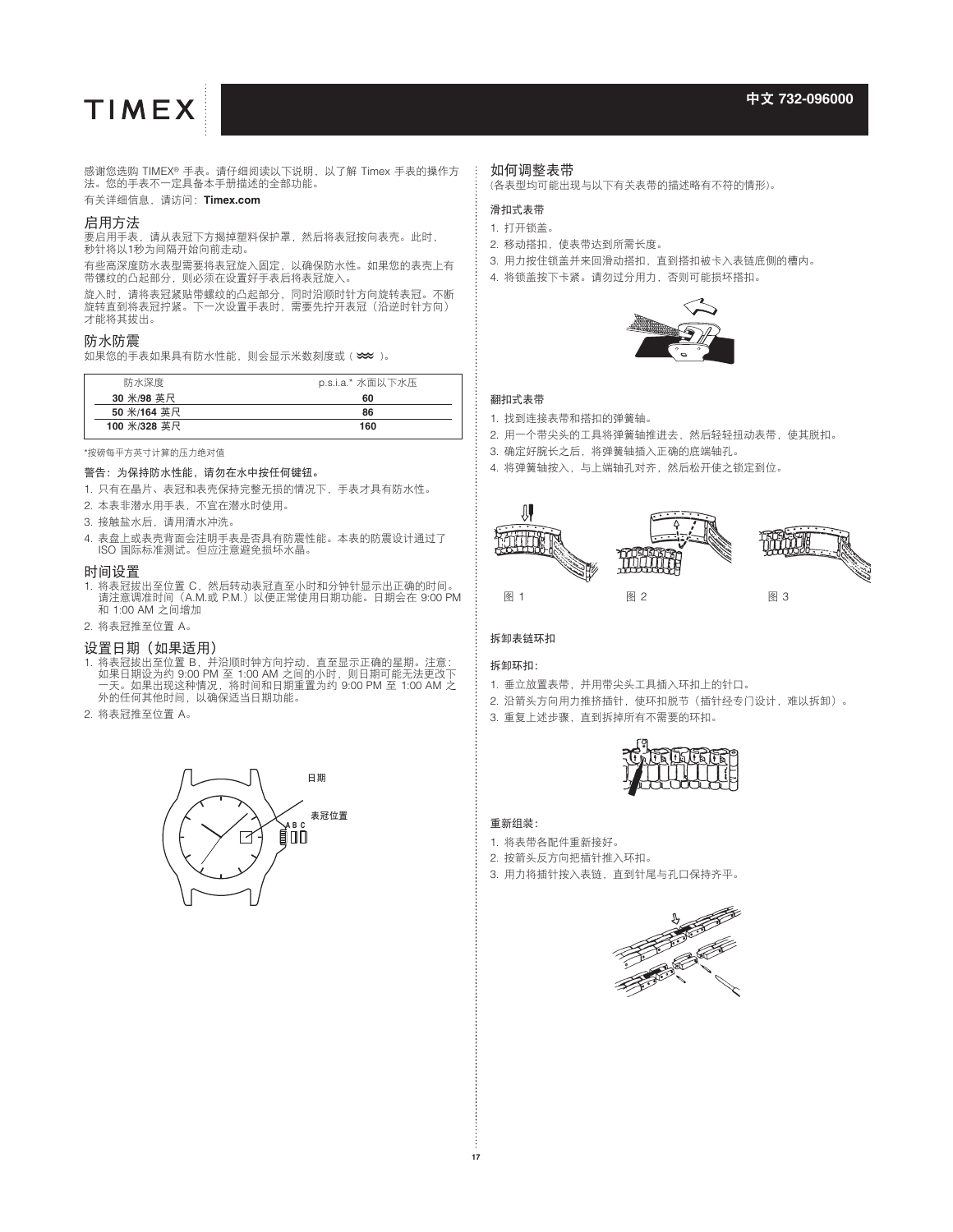# 中文 732-096000

感谢您选购 TIMEX® 手表。请仔细阅读以下说明，以了解 Timex 手表的操作方法。您的手表不一定具备本手册描述的全部功能。

有关详细信息，请访问：**Timex.com**

## 启用方法

要启用手表，请从表冠下方揭掉塑料保护罩，然后将表冠按向表壳。此时，秒针将以1秒为间隔开始向前走动。

有些高深度防水表型需要将表冠旋入固定，以确保防水性。如果您的表壳上有带螺纹的凸起部分，则必须在设置好手表后将表冠旋入。

旋入时，请将表冠紧贴带螺纹的凸起部分，同时沿顺时针方向旋转表冠。不断旋转直到将表冠拧紧。下一次设置手表时，需要先拧开表冠（沿逆时针方向）才能将其拔出。

## 防水防震

如果您的手表如果具有防水性能，则会显示米数刻度或（ ≈ ）。

| 防水深度 | p.s.i.a.* 水面以下水压 |
|---|---|
| **30 米/98 英尺** | **60** |
| **50 米/164 英尺** | **86** |
| **100 米/328 英尺** | **160** |

*按磅每平方英寸计算的压力绝对值

**警告：为保持防水性能，请勿在水中按任何键钮。**

1. 只有在晶片、表冠和表壳保持完整无损的情况下，手表才具有防水性。
2. 本表非潜水用手表，不宜在潜水时使用。
3. 接触盐水后，请用清水冲洗。
4. 表盘上或表壳背面会注明手表是否具有防震性能。本表的防震设计通过了 ISO 国际标准测试。但应注意避免损坏水晶。

## 时间设置

1. 将表冠拔出至位置 C，然后转动表冠直至小时和分钟针显示出正确的时间。请注意调准时间（A.M.或 P.M.）以便正常使用日期功能。日期会在 9:00 PM 和 1:00 AM 之间增加
2. 将表冠推至位置 A。

## 设置日期（如果适用）

1. 将表冠拔出至位置 B，并沿顺时钟方向拧动，直至显示正确的星期。注意：如果日期设为约 9:00 PM 至 1:00 AM 之间的小时，则日期可能无法更改下一天。如果出现这种情况，将时间和日期重置为约 9:00 PM 至 1:00 AM 之外的任何其他时间，以确保适当日期功能。
2. 将表冠推至位置 A。

日期

表冠位置

A B C

## 如何调整表带

（各表型均可能出现与以下有关表带的描述略有不符的情形）。

### 滑扣式表带

1. 打开锁盖。
2. 移动搭扣，使表带达到所需长度。
3. 用力按住锁盖并来回滑动搭扣，直到搭扣被卡入表链底侧的槽内。
4. 将锁盖按下卡紧。请勿过分用力，否则可能损坏搭扣。

### 翻扣式表带

1. 找到连接表带和搭扣的弹簧轴。
2. 用一个带尖头的工具将弹簧轴推进去，然后轻轻扭动表带，使其脱扣。
3. 确定好腕长之后，将弹簧轴插入正确的底端轴孔。
4. 将弹簧轴按入，与上端轴孔对齐，然后松开使之锁定到位。

图 1　　图 2　　图 3

### 拆卸表链环扣

**拆卸环扣：**

1. 垂立放置表带，并用带尖头工具插入环扣上的针口。
2. 沿箭头方向用力推挤插针，使环扣脱节（插针经专门设计，难以拆卸）。
3. 重复上述步骤，直到拆掉所有不需要的环扣。

**重新组装：**

1. 将表带各配件重新接好。
2. 按箭头反方向把插针推入环扣。
3. 用力将插针按入表链，直到针尾与孔口保持齐平。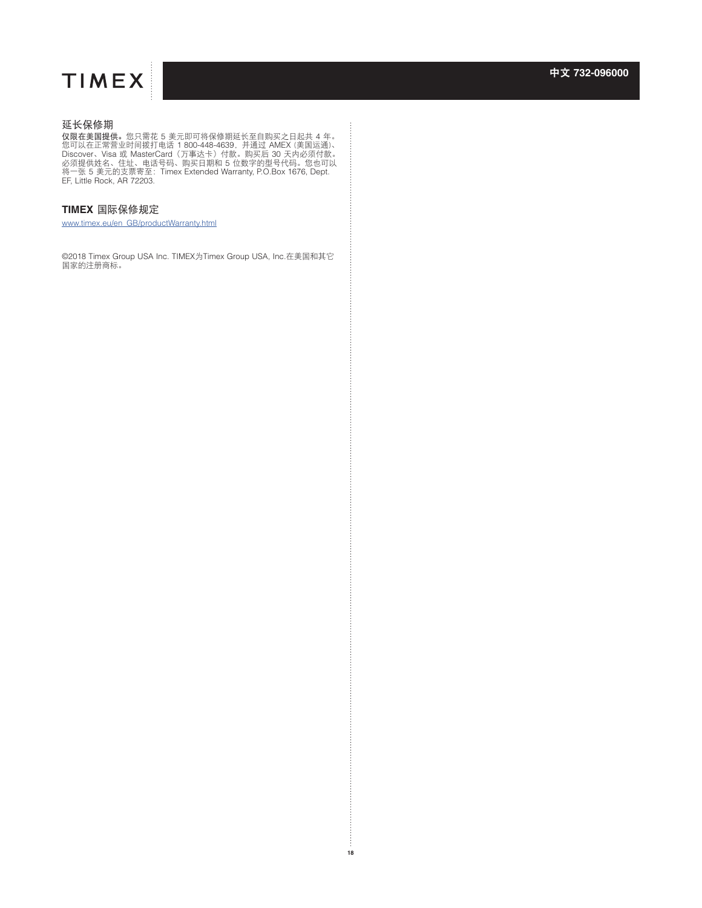## 延长保修期

**仅限在美国提供。**您只需花 5 美元即可将保修期延长至自购买之日起共 4 年。您可以在正常营业时间拨打电话 1 800-448-4639，并通过 AMEX（美国运通）、Discover、Visa 或 MasterCard（万事达卡）付款。购买后 30 天内必须付款。必须提供姓名、住址、电话号码、购买日期和 5 位数字的型号代码。您也可以将一张 5 美元的支票寄至：Timex Extended Warranty, P.O.Box 1676, Dept. EF, Little Rock, AR 72203.

## **TIMEX** 国际保修规定

www.timex.eu/en_GB/productWarranty.html

©2018 Timex Group USA Inc. TIMEX为Timex Group USA, Inc.在美国和其它国家的注册商标。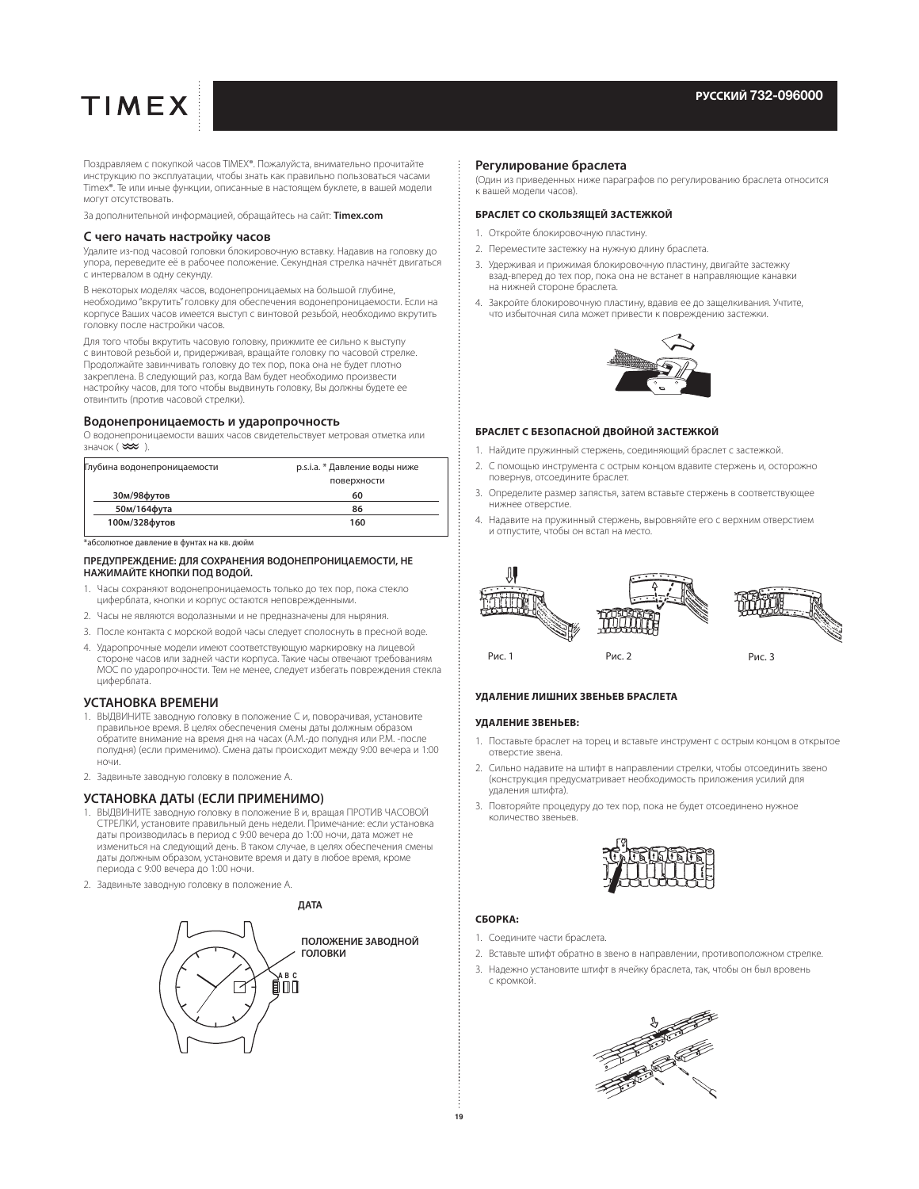TIMEX

**РУССКИЙ 732-096000**

Поздравляем с покупкой часов TIMEX®. Пожалуйста, внимательно прочитайте инструкцию по эксплуатации, чтобы знать как правильно пользоваться часами Timex®. Те или иные функции, описанные в настоящем буклете, в вашей модели могут отсутствовать.

За дополнительной информацией, обращайтесь на сайт: **Timex.com**

## С чего начать настройку часов

Удалите из-под часовой головки блокировочную вставку. Надавив на головку до упора, переведите её в рабочее положение. Секундная стрелка начнёт двигаться с интервалом в одну секунду.

В некоторых моделях часов, водонепроницаемых на большой глубине, необходимо "вкрутить" головку для обеспечения водонепроницаемости. Если на корпусе Ваших часов имеется выступ с винтовой резьбой, необходимо вкрутить головку после настройки часов.

Для того чтобы вкрутить часовую головку, прижмите ее сильно к выступу с винтовой резьбой и, придерживая, вращайте головку по часовой стрелке. Продолжайте завинчивать головку до тех пор, пока она не будет плотно закреплена. В следующий раз, когда Вам будет необходимо произвести настройку часов, для того чтобы выдвинуть головку, Вы должны будете ее отвинтить (против часовой стрелки).

## Водонепроницаемость и ударопрочность

О водонепроницаемости ваших часов свидетельствует метровая отметка или значок ( ≈≈ ).

| Глубина водонепроницаемости | p.s.i.a. * Давление воды ниже поверхности |
|---|---|
| **30м/98футов** | **60** |
| **50м/164фута** | **86** |
| **100м/328футов** | **160** |

*абсолютное давление в фунтах на кв. дюйм

**ПРЕДУПРЕЖДЕНИЕ: ДЛЯ СОХРАНЕНИЯ ВОДОНЕПРОНИЦАЕМОСТИ, НЕ НАЖИМАЙТЕ КНОПКИ ПОД ВОДОЙ.**

1. Часы сохраняют водонепроницаемость только до тех пор, пока стекло циферблата, кнопки и корпус остаются неповрежденными.
2. Часы не являются водолазными и не предназначены для ныряния.
3. После контакта с морской водой часы следует сполоснуть в пресной воде.
4. Ударопрочные модели имеют соответствующую маркировку на лицевой стороне часов или задней части корпуса. Такие часы отвечают требованиям МОС по ударопрочности. Тем не менее, следует избегать повреждения стекла циферблата.

## УСТАНОВКА ВРЕМЕНИ

1. ВЫДВИНИТЕ заводную головку в положение C и, поворачивая, установите правильное время. В целях обеспечения смены даты должным образом обратите внимание на время дня на часах (A.M.-до полудня или P.M. -после полудня) (если применимо). Смена даты происходит между 9:00 вечера и 1:00 ночи.
2. Задвиньте заводную головку в положение A.

## УСТАНОВКА ДАТЫ (ЕСЛИ ПРИМЕНИМО)

1. ВЫДВИНИТЕ заводную головку в положение B и, вращая ПРОТИВ ЧАСОВОЙ СТРЕЛКИ, установите правильный день недели. Примечание: если установка даты производилась в период с 9:00 вечера до 1:00 ночи, дата может не измениться на следующий день. В таком случае, в целях обеспечения смены даты должным образом, установите время и дату в любое время, кроме периода с 9:00 вечера до 1:00 ночи.
2. Задвиньте заводную головку в положение A.

ДАТА

ПОЛОЖЕНИЕ ЗАВОДНОЙ ГОЛОВКИ

A B C

## Регулирование браслета

(Один из приведенных ниже параграфов по регулированию браслета относится к вашей модели часов).

### БРАСЛЕТ СО СКОЛЬЗЯЩЕЙ ЗАСТЕЖКОЙ

1. Откройте блокировочную пластину.
2. Переместите застежку на нужную длину браслета.
3. Удерживая и прижимая блокировочную пластину, двигайте застежку взад-вперед до тех пор, пока она не встанет в направляющие канавки на нижней стороне браслета.
4. Закройте блокировочную пластину, вдавив ее до защелкивания. Учтите, что избыточная сила может привести к повреждению застежки.

### БРАСЛЕТ С БЕЗОПАСНОЙ ДВОЙНОЙ ЗАСТЕЖКОЙ

1. Найдите пружинный стержень, соединяющий браслет с застежкой.
2. С помощью инструмента с острым концом вдавите стержень и, осторожно повернув, отсоедините браслет.
3. Определите размер запястья, затем вставьте стержень в соответствующее нижнее отверстие.
4. Надавите на пружинный стержень, выровняйте его с верхним отверстием и отпустите, чтобы он встал на место.

Рис. 1 Рис. 2 Рис. 3

### УДАЛЕНИЕ ЛИШНИХ ЗВЕНЬЕВ БРАСЛЕТА

### УДАЛЕНИЕ ЗВЕНЬЕВ:

1. Поставьте браслет на торец и вставьте инструмент с острым концом в открытое отверстие звена.
2. Сильно надавите на штифт в направлении стрелки, чтобы отсоединить звено (конструкция предусматривает необходимость приложения усилий для удаления штифта).
3. Повторяйте процедуру до тех пор, пока не будет отсоединено нужное количество звеньев.

### СБОРКА:

1. Соедините части браслета.
2. Вставьте штифт обратно в звено в направлении, противоположном стрелке.
3. Надежно установите штифт в ячейку браслета, так, чтобы он был вровень с кромкой.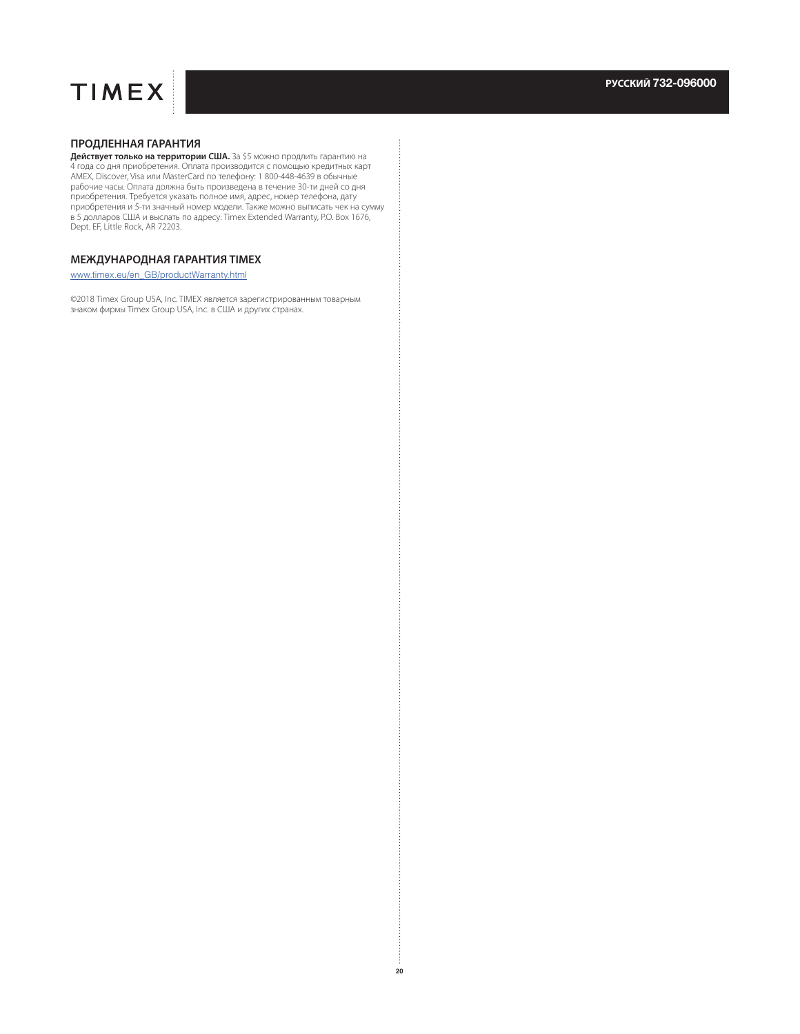## ПРОДЛЕННАЯ ГАРАНТИЯ

**Действует только на территории США.** За $5 можно продлить гарантию на 4 года со дня приобретения. Оплата производится с помощью кредитных карт AMEX, Discover, Visa или MasterCard по телефону: 1 800-448-4639 в обычные рабочие часы. Оплата должна быть произведена в течение 30-ти дней со дня приобретения. Требуется указать полное имя, адрес, номер телефона, дату приобретения и 5-ти значный номер модели. Также можно выписать чек на сумму в 5 долларов США и выслать по адресу: Timex Extended Warranty, P.O. Box 1676, Dept. EF, Little Rock, AR 72203.

## МЕЖДУНАРОДНАЯ ГАРАНТИЯ TIMEX

www.timex.eu/en_GB/productWarranty.html

©2018 Timex Group USA, Inc. TIMEX является зарегистрированным товарным знаком фирмы Timex Group USA, Inc. в США и других странах.